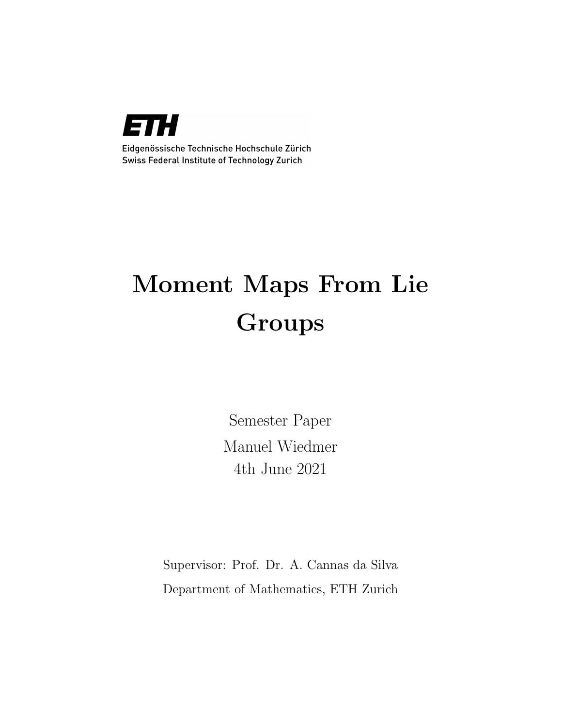ETH

Eidgenössische Technische Hochschule Zürich
Swiss Federal Institute of Technology Zurich

# Moment Maps From Lie Groups

Semester Paper

Manuel Wiedmer

4th June 2021

Supervisor: Prof. Dr. A. Cannas da Silva

Department of Mathematics, ETH Zurich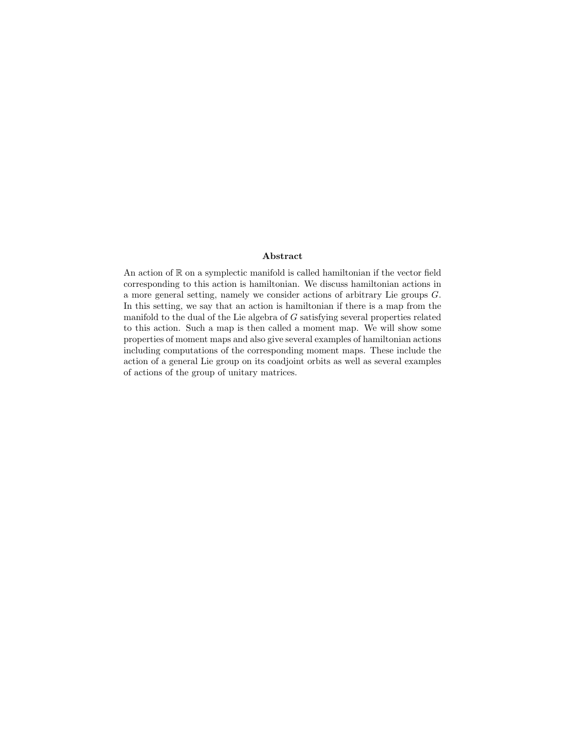**Abstract**

An action of $\mathbb{R}$ on a symplectic manifold is called hamiltonian if the vector field corresponding to this action is hamiltonian. We discuss hamiltonian actions in a more general setting, namely we consider actions of arbitrary Lie groups $G$. In this setting, we say that an action is hamiltonian if there is a map from the manifold to the dual of the Lie algebra of $G$ satisfying several properties related to this action. Such a map is then called a moment map. We will show some properties of moment maps and also give several examples of hamiltonian actions including computations of the corresponding moment maps. These include the action of a general Lie group on its coadjoint orbits as well as several examples of actions of the group of unitary matrices.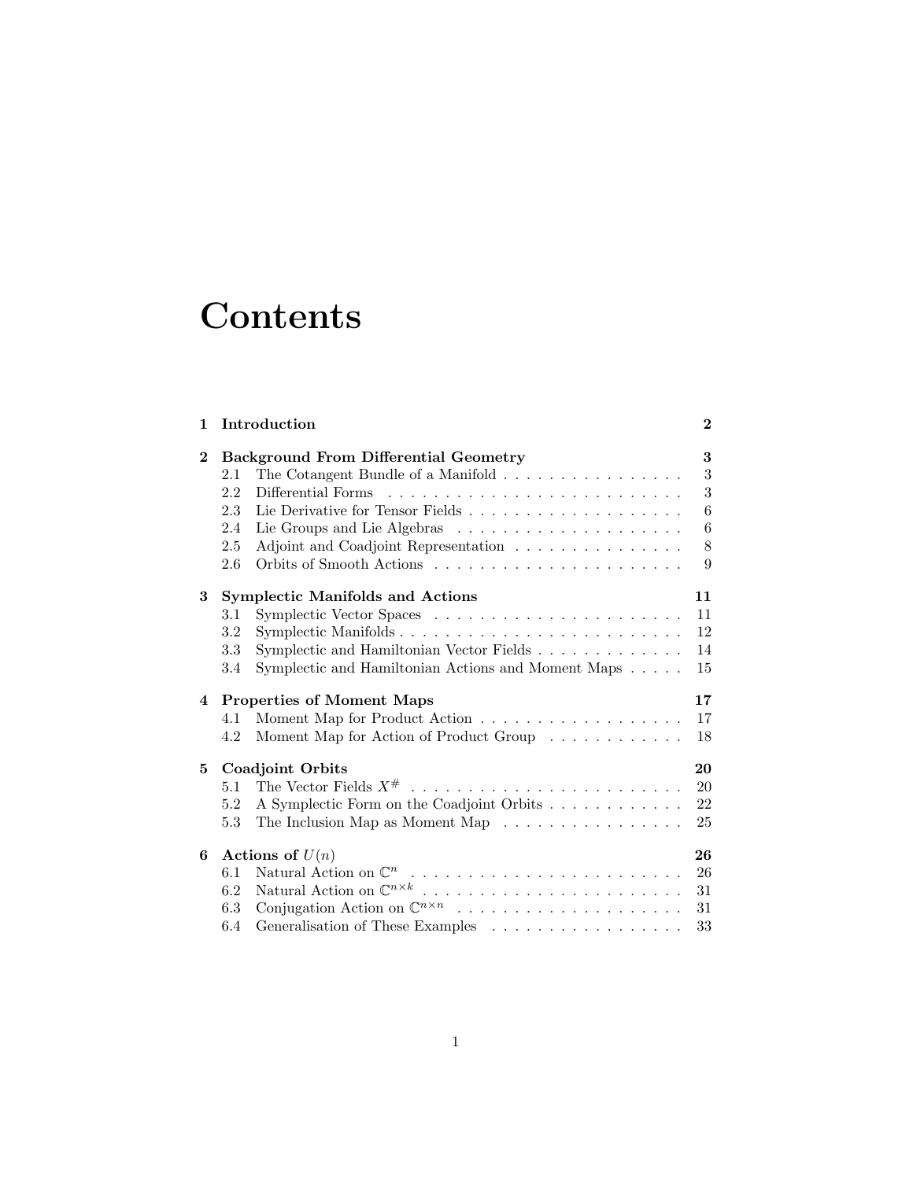# Contents

**1 Introduction** **2**

**2 Background From Differential Geometry** **3**
- 2.1 The Cotangent Bundle of a Manifold . . . . . . . . . . . . . . . . 3
- 2.2 Differential Forms . . . . . . . . . . . . . . . . . . . . . . . . . 3
- 2.3 Lie Derivative for Tensor Fields . . . . . . . . . . . . . . . . . . 6
- 2.4 Lie Groups and Lie Algebras . . . . . . . . . . . . . . . . . . . . 6
- 2.5 Adjoint and Coadjoint Representation . . . . . . . . . . . . . . . 8
- 2.6 Orbits of Smooth Actions . . . . . . . . . . . . . . . . . . . . . 9

**3 Symplectic Manifolds and Actions** **11**
- 3.1 Symplectic Vector Spaces . . . . . . . . . . . . . . . . . . . . . 11
- 3.2 Symplectic Manifolds . . . . . . . . . . . . . . . . . . . . . . . . 12
- 3.3 Symplectic and Hamiltonian Vector Fields . . . . . . . . . . . . . 14
- 3.4 Symplectic and Hamiltonian Actions and Moment Maps . . . . . 15

**4 Properties of Moment Maps** **17**
- 4.1 Moment Map for Product Action . . . . . . . . . . . . . . . . . . 17
- 4.2 Moment Map for Action of Product Group . . . . . . . . . . . . 18

**5 Coadjoint Orbits** **20**
- 5.1 The Vector Fields $X^{\#}$ . . . . . . . . . . . . . . . . . . . . . . . . 20
- 5.2 A Symplectic Form on the Coadjoint Orbits . . . . . . . . . . . . 22
- 5.3 The Inclusion Map as Moment Map . . . . . . . . . . . . . . . . 25

**6 Actions of $U(n)$** **26**
- 6.1 Natural Action on $\mathbb{C}^n$ . . . . . . . . . . . . . . . . . . . . . . . 26
- 6.2 Natural Action on $\mathbb{C}^{n\times k}$ . . . . . . . . . . . . . . . . . . . . . 31
- 6.3 Conjugation Action on $\mathbb{C}^{n\times n}$ . . . . . . . . . . . . . . . . . . . 31
- 6.4 Generalisation of These Examples . . . . . . . . . . . . . . . . . 33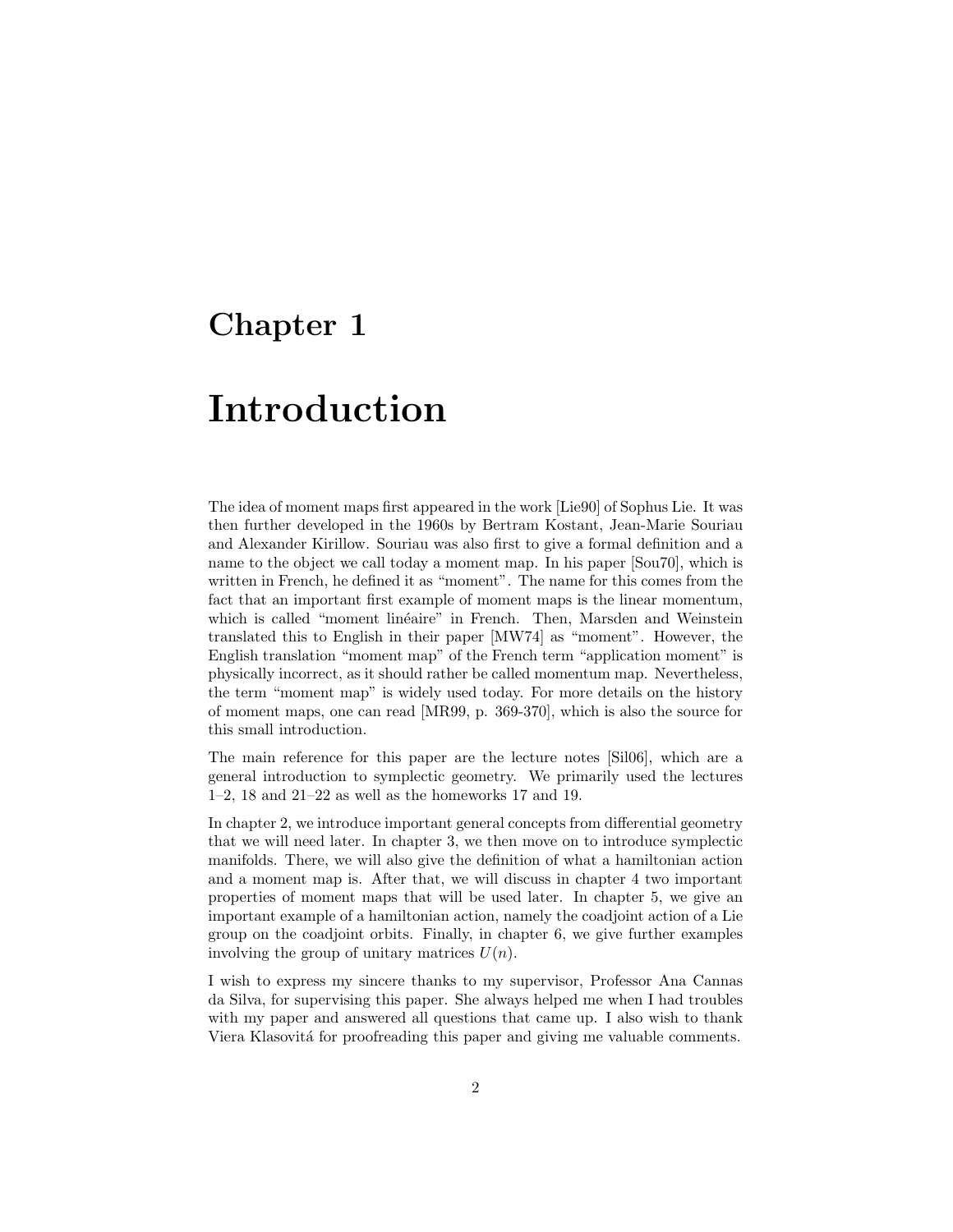# Chapter 1

# Introduction

The idea of moment maps first appeared in the work [Lie90] of Sophus Lie. It was then further developed in the 1960s by Bertram Kostant, Jean-Marie Souriau and Alexander Kirillow. Souriau was also first to give a formal definition and a name to the object we call today a moment map. In his paper [Sou70], which is written in French, he defined it as "moment". The name for this comes from the fact that an important first example of moment maps is the linear momentum, which is called "moment linéaire" in French. Then, Marsden and Weinstein translated this to English in their paper [MW74] as "moment". However, the English translation "moment map" of the French term "application moment" is physically incorrect, as it should rather be called momentum map. Nevertheless, the term "moment map" is widely used today. For more details on the history of moment maps, one can read [MR99, p. 369-370], which is also the source for this small introduction.

The main reference for this paper are the lecture notes [Sil06], which are a general introduction to symplectic geometry. We primarily used the lectures 1–2, 18 and 21–22 as well as the homeworks 17 and 19.

In chapter 2, we introduce important general concepts from differential geometry that we will need later. In chapter 3, we then move on to introduce symplectic manifolds. There, we will also give the definition of what a hamiltonian action and a moment map is. After that, we will discuss in chapter 4 two important properties of moment maps that will be used later. In chapter 5, we give an important example of a hamiltonian action, namely the coadjoint action of a Lie group on the coadjoint orbits. Finally, in chapter 6, we give further examples involving the group of unitary matrices $U(n)$.

I wish to express my sincere thanks to my supervisor, Professor Ana Cannas da Silva, for supervising this paper. She always helped me when I had troubles with my paper and answered all questions that came up. I also wish to thank Viera Klasovitá for proofreading this paper and giving me valuable comments.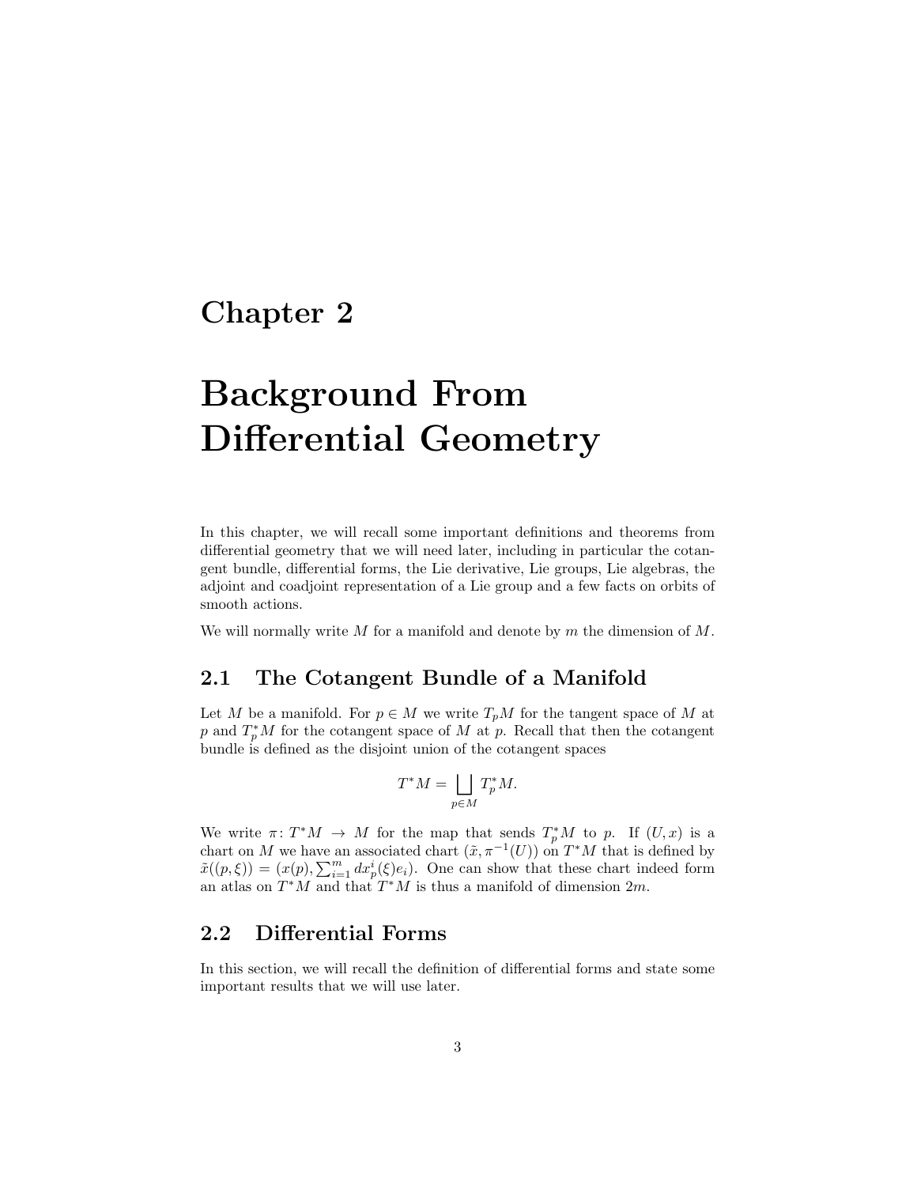# Chapter 2

# Background From Differential Geometry

In this chapter, we will recall some important definitions and theorems from differential geometry that we will need later, including in particular the cotangent bundle, differential forms, the Lie derivative, Lie groups, Lie algebras, the adjoint and coadjoint representation of a Lie group and a few facts on orbits of smooth actions.

We will normally write $M$ for a manifold and denote by $m$ the dimension of $M$.

## 2.1 The Cotangent Bundle of a Manifold

Let $M$ be a manifold. For $p \in M$ we write $T_pM$ for the tangent space of $M$ at $p$ and $T_p^*M$ for the cotangent space of $M$ at $p$. Recall that then the cotangent bundle is defined as the disjoint union of the cotangent spaces

$$T^*M = \bigsqcup_{p \in M} T_p^*M.$$

We write $\pi \colon T^*M \to M$ for the map that sends $T_p^*M$ to $p$. If $(U, x)$ is a chart on $M$ we have an associated chart $(\tilde{x}, \pi^{-1}(U))$ on $T^*M$ that is defined by $\tilde{x}((p, \xi)) = (x(p), \sum_{i=1}^m dx_p^i(\xi)e_i)$. One can show that these chart indeed form an atlas on $T^*M$ and that $T^*M$ is thus a manifold of dimension $2m$.

## 2.2 Differential Forms

In this section, we will recall the definition of differential forms and state some important results that we will use later.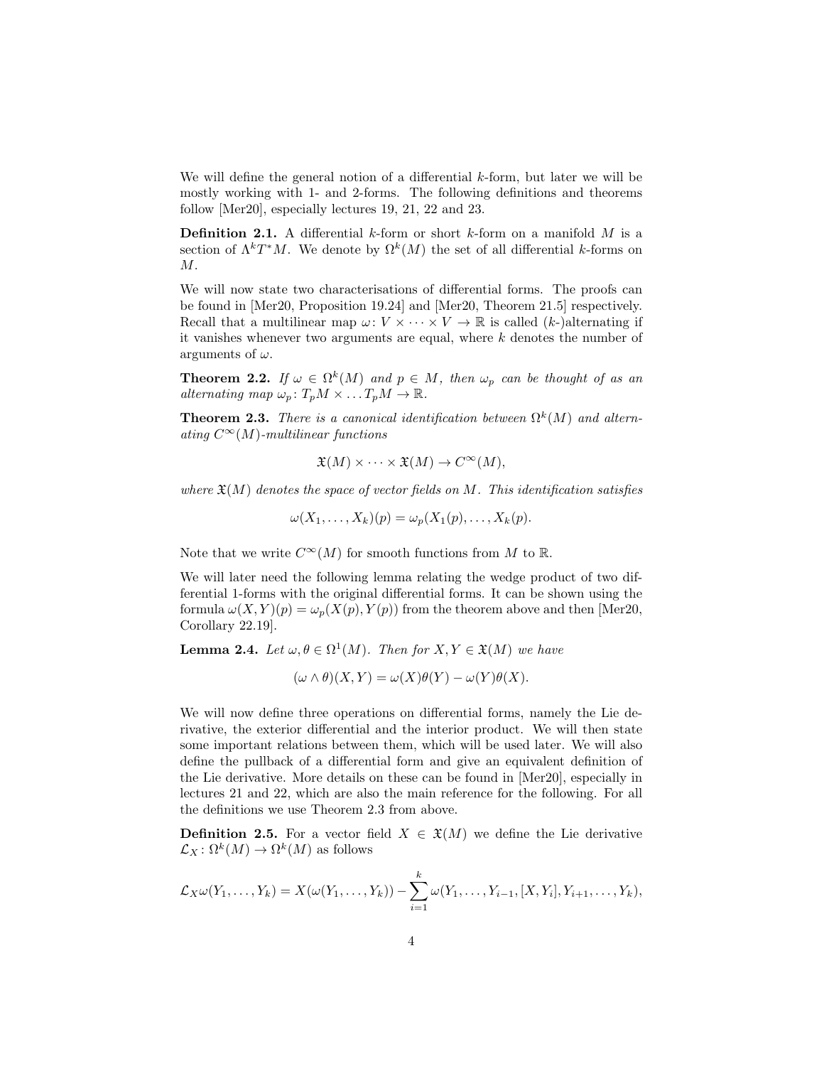We will define the general notion of a differential $k$-form, but later we will be mostly working with 1- and 2-forms. The following definitions and theorems follow [Mer20], especially lectures 19, 21, 22 and 23.

**Definition 2.1.** A differential $k$-form or short $k$-form on a manifold $M$ is a section of $\Lambda^k T^*M$. We denote by $\Omega^k(M)$ the set of all differential $k$-forms on $M$.

We will now state two characterisations of differential forms. The proofs can be found in [Mer20, Proposition 19.24] and [Mer20, Theorem 21.5] respectively. Recall that a multilinear map $\omega\colon V \times \cdots \times V \to \mathbb{R}$ is called ($k$-)alternating if it vanishes whenever two arguments are equal, where $k$ denotes the number of arguments of $\omega$.

**Theorem 2.2.** *If $\omega \in \Omega^k(M)$ and $p \in M$, then $\omega_p$ can be thought of as an alternating map $\omega_p\colon T_pM \times \ldots T_pM \to \mathbb{R}$.*

**Theorem 2.3.** *There is a canonical identification between $\Omega^k(M)$ and alternating $C^\infty(M)$-multilinear functions*

$$\mathfrak{X}(M) \times \cdots \times \mathfrak{X}(M) \to C^\infty(M),$$

*where $\mathfrak{X}(M)$ denotes the space of vector fields on $M$. This identification satisfies*

$$\omega(X_1, \ldots, X_k)(p) = \omega_p(X_1(p), \ldots, X_k(p)).$$

Note that we write $C^\infty(M)$ for smooth functions from $M$ to $\mathbb{R}$.

We will later need the following lemma relating the wedge product of two differential 1-forms with the original differential forms. It can be shown using the formula $\omega(X,Y)(p) = \omega_p(X(p), Y(p))$ from the theorem above and then [Mer20, Corollary 22.19].

**Lemma 2.4.** *Let $\omega, \theta \in \Omega^1(M)$. Then for $X, Y \in \mathfrak{X}(M)$ we have*

$$(\omega \wedge \theta)(X,Y) = \omega(X)\theta(Y) - \omega(Y)\theta(X).$$

We will now define three operations on differential forms, namely the Lie derivative, the exterior differential and the interior product. We will then state some important relations between them, which will be used later. We will also define the pullback of a differential form and give an equivalent definition of the Lie derivative. More details on these can be found in [Mer20], especially in lectures 21 and 22, which are also the main reference for the following. For all the definitions we use Theorem 2.3 from above.

**Definition 2.5.** For a vector field $X \in \mathfrak{X}(M)$ we define the Lie derivative $\mathcal{L}_X\colon \Omega^k(M) \to \Omega^k(M)$ as follows

$$\mathcal{L}_X\omega(Y_1, \ldots, Y_k) = X(\omega(Y_1, \ldots, Y_k)) - \sum_{i=1}^{k} \omega(Y_1, \ldots, Y_{i-1}, [X, Y_i], Y_{i+1}, \ldots, Y_k),$$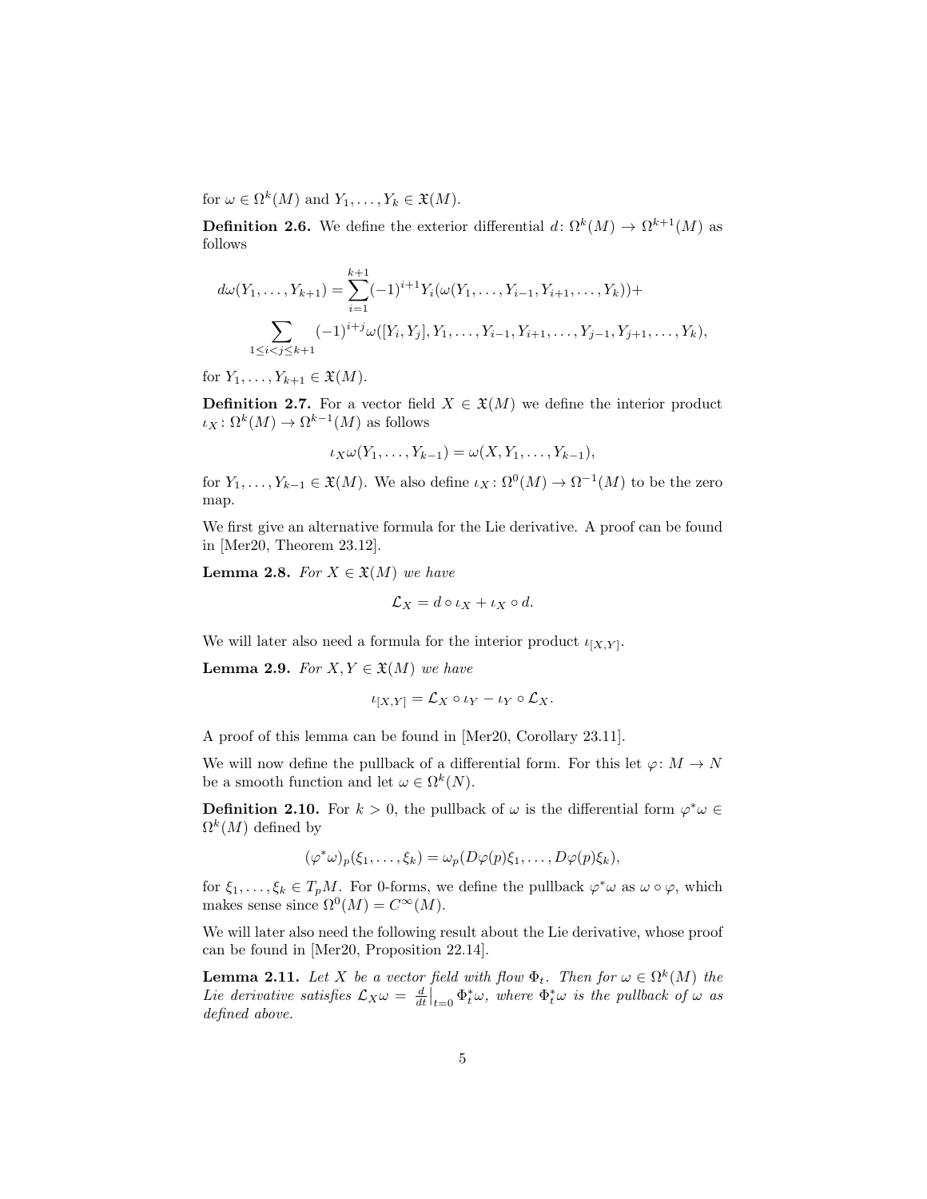for $\omega \in \Omega^k(M)$ and $Y_1, \ldots, Y_k \in \mathfrak{X}(M)$.

**Definition 2.6.** We define the exterior differential $d\colon \Omega^k(M) \to \Omega^{k+1}(M)$ as follows

$$d\omega(Y_1, \ldots, Y_{k+1}) = \sum_{i=1}^{k+1} (-1)^{i+1} Y_i(\omega(Y_1, \ldots, Y_{i-1}, Y_{i+1}, \ldots, Y_k)) +$$
$$\sum_{1 \le i < j \le k+1} (-1)^{i+j} \omega([Y_i, Y_j], Y_1, \ldots, Y_{i-1}, Y_{i+1}, \ldots, Y_{j-1}, Y_{j+1}, \ldots, Y_k),$$

for $Y_1, \ldots, Y_{k+1} \in \mathfrak{X}(M)$.

**Definition 2.7.** For a vector field $X \in \mathfrak{X}(M)$ we define the interior product $\iota_X\colon \Omega^k(M) \to \Omega^{k-1}(M)$ as follows

$$\iota_X \omega(Y_1, \ldots, Y_{k-1}) = \omega(X, Y_1, \ldots, Y_{k-1}),$$

for $Y_1, \ldots, Y_{k-1} \in \mathfrak{X}(M)$. We also define $\iota_X\colon \Omega^0(M) \to \Omega^{-1}(M)$ to be the zero map.

We first give an alternative formula for the Lie derivative. A proof can be found in [Mer20, Theorem 23.12].

**Lemma 2.8.** *For $X \in \mathfrak{X}(M)$ we have*

$$\mathcal{L}_X = d \circ \iota_X + \iota_X \circ d.$$

We will later also need a formula for the interior product $\iota_{[X,Y]}$.

**Lemma 2.9.** *For $X, Y \in \mathfrak{X}(M)$ we have*

$$\iota_{[X,Y]} = \mathcal{L}_X \circ \iota_Y - \iota_Y \circ \mathcal{L}_X.$$

A proof of this lemma can be found in [Mer20, Corollary 23.11].

We will now define the pullback of a differential form. For this let $\varphi\colon M \to N$ be a smooth function and let $\omega \in \Omega^k(N)$.

**Definition 2.10.** For $k > 0$, the pullback of $\omega$ is the differential form $\varphi^*\omega \in \Omega^k(M)$ defined by

$$(\varphi^*\omega)_p(\xi_1, \ldots, \xi_k) = \omega_p(D\varphi(p)\xi_1, \ldots, D\varphi(p)\xi_k),$$

for $\xi_1, \ldots, \xi_k \in T_pM$. For 0-forms, we define the pullback $\varphi^*\omega$ as $\omega \circ \varphi$, which makes sense since $\Omega^0(M) = C^\infty(M)$.

We will later also need the following result about the Lie derivative, whose proof can be found in [Mer20, Proposition 22.14].

**Lemma 2.11.** *Let $X$ be a vector field with flow $\Phi_t$. Then for $\omega \in \Omega^k(M)$ the Lie derivative satisfies $\mathcal{L}_X\omega = \frac{d}{dt}\big|_{t=0} \Phi_t^*\omega$, where $\Phi_t^*\omega$ is the pullback of $\omega$ as defined above.*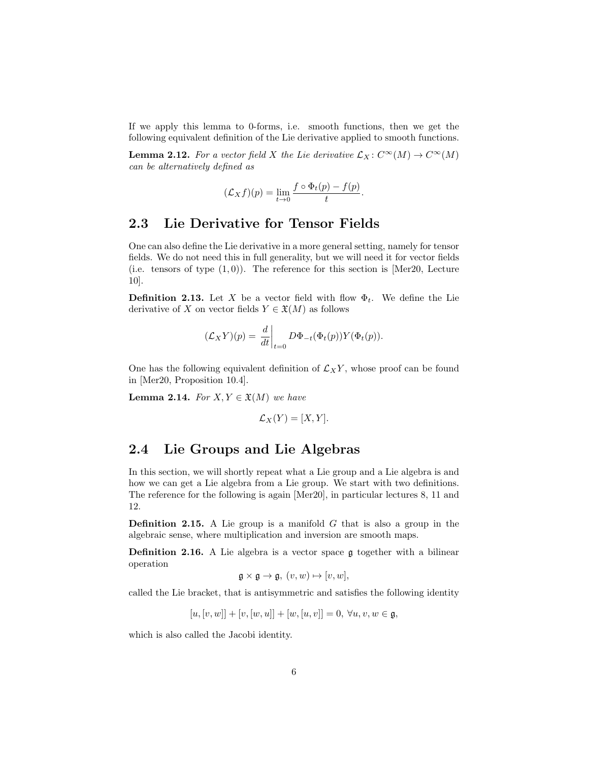If we apply this lemma to 0-forms, i.e. smooth functions, then we get the following equivalent definition of the Lie derivative applied to smooth functions.

**Lemma 2.12.** *For a vector field $X$ the Lie derivative $\mathcal{L}_X \colon C^\infty(M) \to C^\infty(M)$ can be alternatively defined as*

$$(\mathcal{L}_X f)(p) = \lim_{t \to 0} \frac{f \circ \Phi_t(p) - f(p)}{t}.$$

## 2.3 Lie Derivative for Tensor Fields

One can also define the Lie derivative in a more general setting, namely for tensor fields. We do not need this in full generality, but we will need it for vector fields (i.e. tensors of type $(1,0)$). The reference for this section is [Mer20, Lecture 10].

**Definition 2.13.** Let $X$ be a vector field with flow $\Phi_t$. We define the Lie derivative of $X$ on vector fields $Y \in \mathfrak{X}(M)$ as follows

$$(\mathcal{L}_X Y)(p) = \left.\frac{d}{dt}\right|_{t=0} D\Phi_{-t}(\Phi_t(p)) Y(\Phi_t(p)).$$

One has the following equivalent definition of $\mathcal{L}_X Y$, whose proof can be found in [Mer20, Proposition 10.4].

**Lemma 2.14.** *For $X, Y \in \mathfrak{X}(M)$ we have*

$$\mathcal{L}_X(Y) = [X, Y].$$

## 2.4 Lie Groups and Lie Algebras

In this section, we will shortly repeat what a Lie group and a Lie algebra is and how we can get a Lie algebra from a Lie group. We start with two definitions. The reference for the following is again [Mer20], in particular lectures 8, 11 and 12.

**Definition 2.15.** A Lie group is a manifold $G$ that is also a group in the algebraic sense, where multiplication and inversion are smooth maps.

**Definition 2.16.** A Lie algebra is a vector space $\mathfrak{g}$ together with a bilinear operation

$$\mathfrak{g} \times \mathfrak{g} \to \mathfrak{g},\ (v, w) \mapsto [v, w],$$

called the Lie bracket, that is antisymmetric and satisfies the following identity

$$[u, [v, w]] + [v, [w, u]] + [w, [u, v]] = 0,\ \forall u, v, w \in \mathfrak{g},$$

which is also called the Jacobi identity.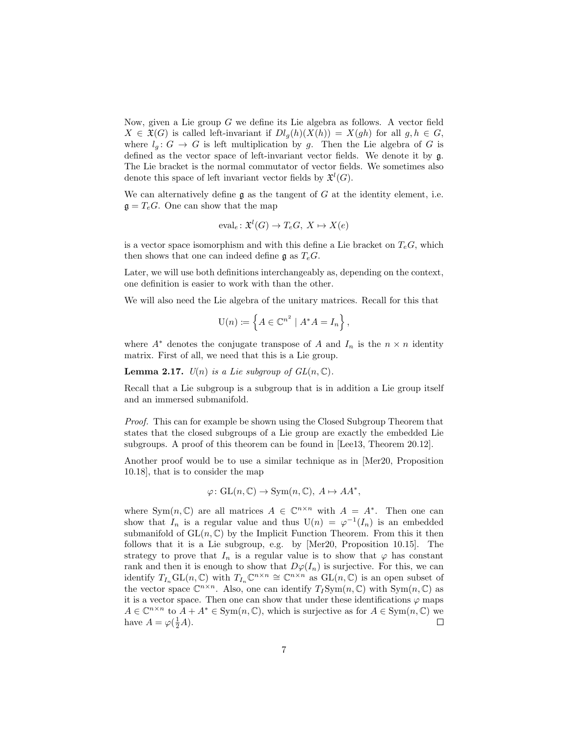Now, given a Lie group $G$ we define its Lie algebra as follows. A vector field $X \in \mathfrak{X}(G)$ is called left-invariant if $Dl_g(h)(X(h)) = X(gh)$ for all $g, h \in G$, where $l_g \colon G \to G$ is left multiplication by $g$. Then the Lie algebra of $G$ is defined as the vector space of left-invariant vector fields. We denote it by $\mathfrak{g}$. The Lie bracket is the normal commutator of vector fields. We sometimes also denote this space of left invariant vector fields by $\mathfrak{X}^l(G)$.

We can alternatively define $\mathfrak{g}$ as the tangent of $G$ at the identity element, i.e. $\mathfrak{g} = T_eG$. One can show that the map

$$\mathrm{eval}_e \colon \mathfrak{X}^l(G) \to T_eG,\ X \mapsto X(e)$$

is a vector space isomorphism and with this define a Lie bracket on $T_eG$, which then shows that one can indeed define $\mathfrak{g}$ as $T_eG$.

Later, we will use both definitions interchangeably as, depending on the context, one definition is easier to work with than the other.

We will also need the Lie algebra of the unitary matrices. Recall for this that

$$\mathrm{U}(n) := \left\{ A \in \mathbb{C}^{n^2} \mid A^*A = I_n \right\},$$

where $A^*$ denotes the conjugate transpose of $A$ and $I_n$ is the $n \times n$ identity matrix. First of all, we need that this is a Lie group.

**Lemma 2.17.** *$U(n)$ is a Lie subgroup of $GL(n, \mathbb{C})$.*

Recall that a Lie subgroup is a subgroup that is in addition a Lie group itself and an immersed submanifold.

*Proof.* This can for example be shown using the Closed Subgroup Theorem that states that the closed subgroups of a Lie group are exactly the embedded Lie subgroups. A proof of this theorem can be found in [Lee13, Theorem 20.12].

Another proof would be to use a similar technique as in [Mer20, Proposition 10.18], that is to consider the map

$$\varphi \colon \mathrm{GL}(n, \mathbb{C}) \to \mathrm{Sym}(n, \mathbb{C}),\ A \mapsto AA^*,$$

where $\mathrm{Sym}(n, \mathbb{C})$ are all matrices $A \in \mathbb{C}^{n \times n}$ with $A = A^*$. Then one can show that $I_n$ is a regular value and thus $\mathrm{U}(n) = \varphi^{-1}(I_n)$ is an embedded submanifold of $\mathrm{GL}(n, \mathbb{C})$ by the Implicit Function Theorem. From this it then follows that it is a Lie subgroup, e.g. by [Mer20, Proposition 10.15]. The strategy to prove that $I_n$ is a regular value is to show that $\varphi$ has constant rank and then it is enough to show that $D\varphi(I_n)$ is surjective. For this, we can identify $T_{I_n}\mathrm{GL}(n, \mathbb{C})$ with $T_{I_n}\mathbb{C}^{n \times n} \cong \mathbb{C}^{n \times n}$ as $\mathrm{GL}(n, \mathbb{C})$ is an open subset of the vector space $\mathbb{C}^{n \times n}$. Also, one can identify $T_I\mathrm{Sym}(n, \mathbb{C})$ with $\mathrm{Sym}(n, \mathbb{C})$ as it is a vector space. Then one can show that under these identifications $\varphi$ maps $A \in \mathbb{C}^{n \times n}$ to $A + A^* \in \mathrm{Sym}(n, \mathbb{C})$, which is surjective as for $A \in \mathrm{Sym}(n, \mathbb{C})$ we have $A = \varphi(\frac{1}{2}A)$. $\square$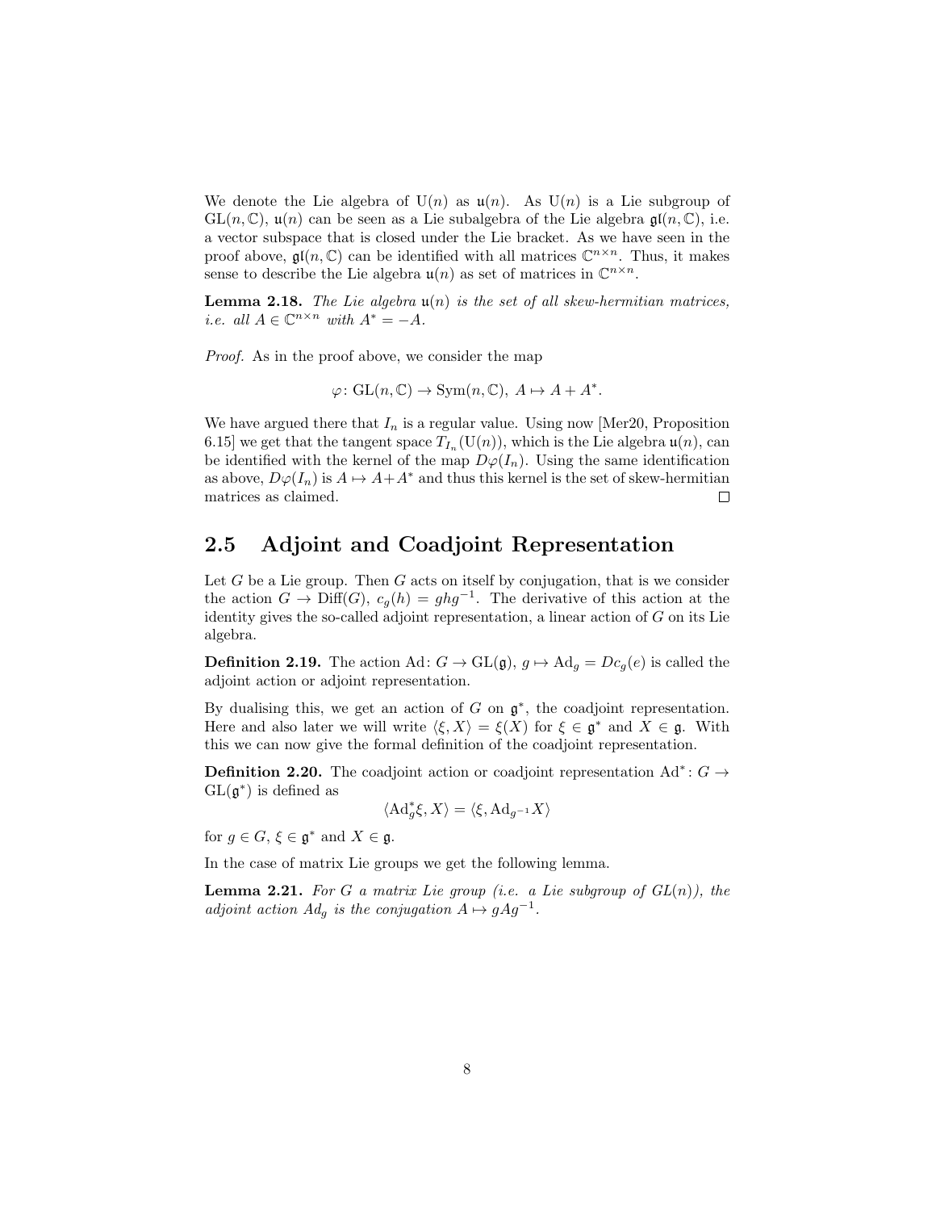We denote the Lie algebra of $\mathrm{U}(n)$ as $\mathfrak{u}(n)$. As $\mathrm{U}(n)$ is a Lie subgroup of $\mathrm{GL}(n, \mathbb{C})$, $\mathfrak{u}(n)$ can be seen as a Lie subalgebra of the Lie algebra $\mathfrak{gl}(n, \mathbb{C})$, i.e. a vector subspace that is closed under the Lie bracket. As we have seen in the proof above, $\mathfrak{gl}(n, \mathbb{C})$ can be identified with all matrices $\mathbb{C}^{n\times n}$. Thus, it makes sense to describe the Lie algebra $\mathfrak{u}(n)$ as set of matrices in $\mathbb{C}^{n\times n}$.

**Lemma 2.18.** *The Lie algebra $\mathfrak{u}(n)$ is the set of all skew-hermitian matrices, i.e. all $A \in \mathbb{C}^{n\times n}$ with $A^* = -A$.*

*Proof.* As in the proof above, we consider the map

$$\varphi\colon \mathrm{GL}(n, \mathbb{C}) \to \mathrm{Sym}(n, \mathbb{C}),\ A \mapsto A + A^*.$$

We have argued there that $I_n$ is a regular value. Using now [Mer20, Proposition 6.15] we get that the tangent space $T_{I_n}(\mathrm{U}(n))$, which is the Lie algebra $\mathfrak{u}(n)$, can be identified with the kernel of the map $D\varphi(I_n)$. Using the same identification as above, $D\varphi(I_n)$ is $A \mapsto A + A^*$ and thus this kernel is the set of skew-hermitian matrices as claimed. $\square$

## 2.5 Adjoint and Coadjoint Representation

Let $G$ be a Lie group. Then $G$ acts on itself by conjugation, that is we consider the action $G \to \mathrm{Diff}(G)$, $c_g(h) = ghg^{-1}$. The derivative of this action at the identity gives the so-called adjoint representation, a linear action of $G$ on its Lie algebra.

**Definition 2.19.** The action $\mathrm{Ad}\colon G \to \mathrm{GL}(\mathfrak{g})$, $g \mapsto \mathrm{Ad}_g = Dc_g(e)$ is called the adjoint action or adjoint representation.

By dualising this, we get an action of $G$ on $\mathfrak{g}^*$, the coadjoint representation. Here and also later we will write $\langle \xi, X\rangle = \xi(X)$ for $\xi \in \mathfrak{g}^*$ and $X \in \mathfrak{g}$. With this we can now give the formal definition of the coadjoint representation.

**Definition 2.20.** The coadjoint action or coadjoint representation $\mathrm{Ad}^*\colon G \to \mathrm{GL}(\mathfrak{g}^*)$ is defined as

$$\langle \mathrm{Ad}^*_g \xi, X\rangle = \langle \xi, \mathrm{Ad}_{g^{-1}} X\rangle$$

for $g \in G$, $\xi \in \mathfrak{g}^*$ and $X \in \mathfrak{g}$.

In the case of matrix Lie groups we get the following lemma.

**Lemma 2.21.** *For $G$ a matrix Lie group (i.e. a Lie subgroup of $GL(n)$), the adjoint action $Ad_g$ is the conjugation $A \mapsto gAg^{-1}$.*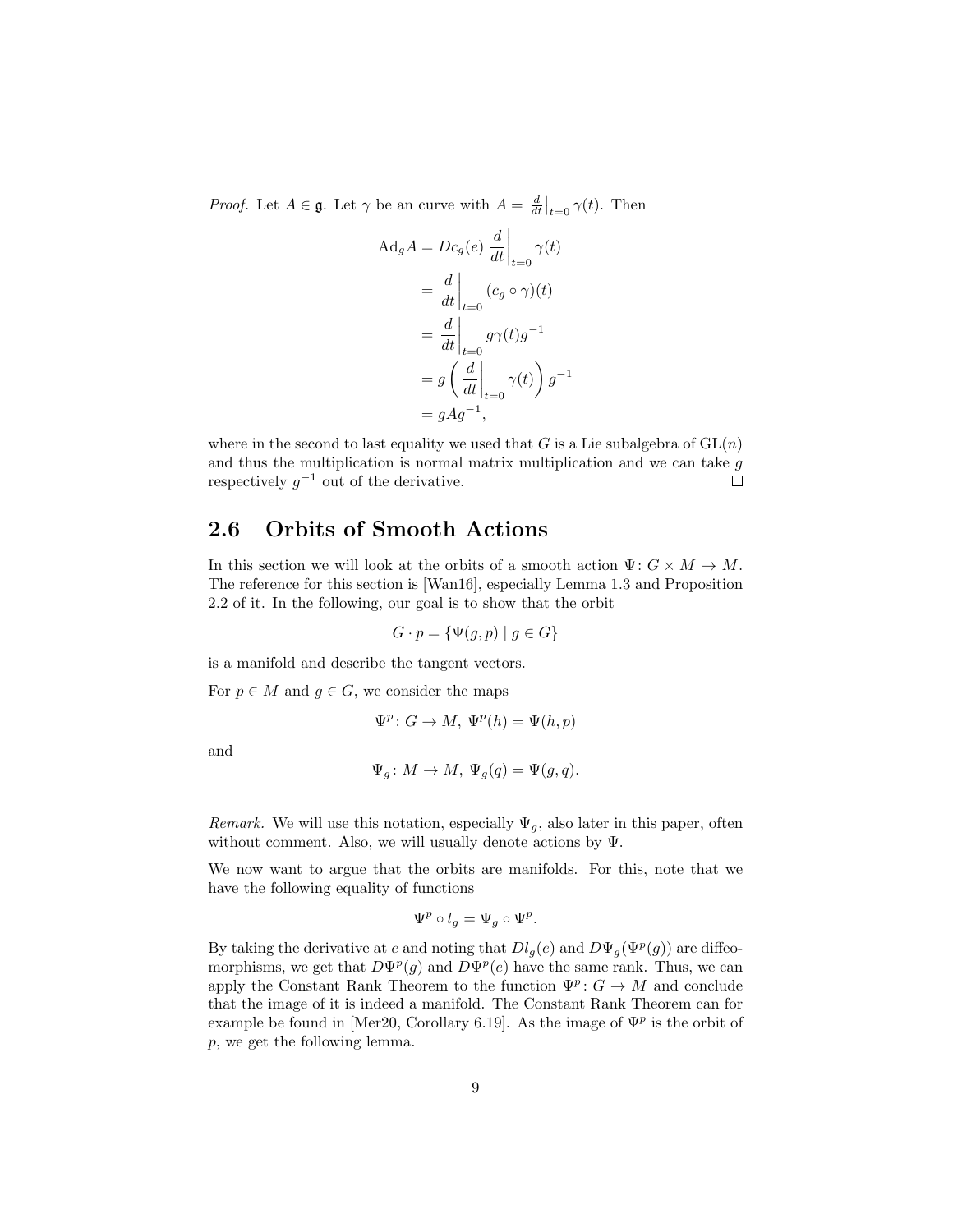*Proof.* Let $A \in \mathfrak{g}$. Let $\gamma$ be an curve with $A = \frac{d}{dt}\big|_{t=0} \gamma(t)$. Then

$$
\begin{aligned}
\mathrm{Ad}_g A &= Dc_g(e) \left.\frac{d}{dt}\right|_{t=0} \gamma(t) \\
&= \left.\frac{d}{dt}\right|_{t=0} (c_g \circ \gamma)(t) \\
&= \left.\frac{d}{dt}\right|_{t=0} g\gamma(t)g^{-1} \\
&= g \left( \left.\frac{d}{dt}\right|_{t=0} \gamma(t) \right) g^{-1} \\
&= gAg^{-1},
\end{aligned}
$$

where in the second to last equality we used that $G$ is a Lie subalgebra of $\mathrm{GL}(n)$ and thus the multiplication is normal matrix multiplication and we can take $g$ respectively $g^{-1}$ out of the derivative. $\square$

## 2.6 Orbits of Smooth Actions

In this section we will look at the orbits of a smooth action $\Psi\colon G \times M \to M$. The reference for this section is [Wan16], especially Lemma 1.3 and Proposition 2.2 of it. In the following, our goal is to show that the orbit

$$
G \cdot p = \{\Psi(g, p) \mid g \in G\}
$$

is a manifold and describe the tangent vectors.

For $p \in M$ and $g \in G$, we consider the maps

$$
\Psi^p\colon G \to M,\ \Psi^p(h) = \Psi(h, p)
$$

and

$$
\Psi_g\colon M \to M,\ \Psi_g(q) = \Psi(g, q).
$$

*Remark.* We will use this notation, especially $\Psi_g$, also later in this paper, often without comment. Also, we will usually denote actions by $\Psi$.

We now want to argue that the orbits are manifolds. For this, note that we have the following equality of functions

$$
\Psi^p \circ l_g = \Psi_g \circ \Psi^p.
$$

By taking the derivative at $e$ and noting that $Dl_g(e)$ and $D\Psi_g(\Psi^p(g))$ are diffeomorphisms, we get that $D\Psi^p(g)$ and $D\Psi^p(e)$ have the same rank. Thus, we can apply the Constant Rank Theorem to the function $\Psi^p\colon G \to M$ and conclude that the image of it is indeed a manifold. The Constant Rank Theorem can for example be found in [Mer20, Corollary 6.19]. As the image of $\Psi^p$ is the orbit of $p$, we get the following lemma.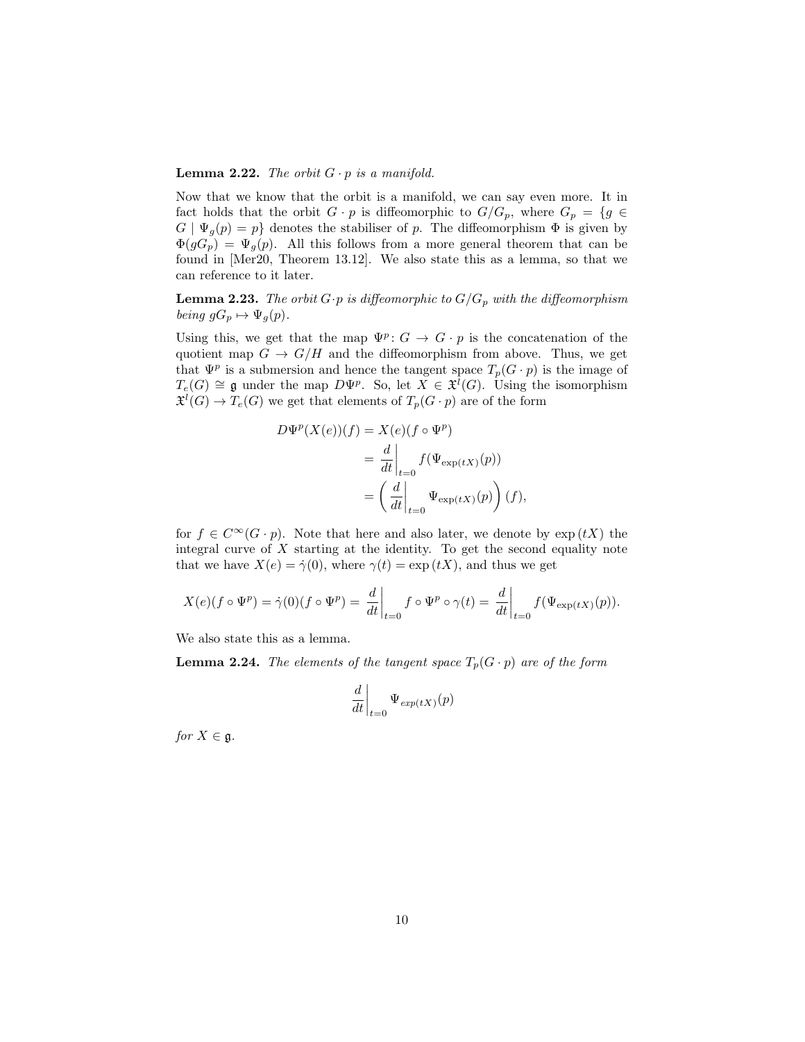**Lemma 2.22.** *The orbit $G \cdot p$ is a manifold.*

Now that we know that the orbit is a manifold, we can say even more. It in fact holds that the orbit $G \cdot p$ is diffeomorphic to $G/G_p$, where $G_p = \{g \in G \mid \Psi_g(p) = p\}$ denotes the stabiliser of $p$. The diffeomorphism $\Phi$ is given by $\Phi(gG_p) = \Psi_g(p)$. All this follows from a more general theorem that can be found in [Mer20, Theorem 13.12]. We also state this as a lemma, so that we can reference to it later.

**Lemma 2.23.** *The orbit $G \cdot p$ is diffeomorphic to $G/G_p$ with the diffeomorphism being $gG_p \mapsto \Psi_g(p)$.*

Using this, we get that the map $\Psi^p \colon G \to G \cdot p$ is the concatenation of the quotient map $G \to G/H$ and the diffeomorphism from above. Thus, we get that $\Psi^p$ is a submersion and hence the tangent space $T_p(G \cdot p)$ is the image of $T_e(G) \cong \mathfrak{g}$ under the map $D\Psi^p$. So, let $X \in \mathfrak{X}^l(G)$. Using the isomorphism $\mathfrak{X}^l(G) \to T_e(G)$ we get that elements of $T_p(G \cdot p)$ are of the form

$$
\begin{aligned}
D\Psi^p(X(e))(f) &= X(e)(f \circ \Psi^p) \\
&= \left.\frac{d}{dt}\right|_{t=0} f(\Psi_{\exp(tX)}(p)) \\
&= \left( \left.\frac{d}{dt}\right|_{t=0} \Psi_{\exp(tX)}(p) \right)(f),
\end{aligned}
$$

for $f \in C^\infty(G \cdot p)$. Note that here and also later, we denote by $\exp(tX)$ the integral curve of $X$ starting at the identity. To get the second equality note that we have $X(e) = \dot{\gamma}(0)$, where $\gamma(t) = \exp(tX)$, and thus we get

$$
X(e)(f \circ \Psi^p) = \dot{\gamma}(0)(f \circ \Psi^p) = \left.\frac{d}{dt}\right|_{t=0} f \circ \Psi^p \circ \gamma(t) = \left.\frac{d}{dt}\right|_{t=0} f(\Psi_{\exp(tX)}(p)).
$$

We also state this as a lemma.

**Lemma 2.24.** *The elements of the tangent space $T_p(G \cdot p)$ are of the form*

$$
\left.\frac{d}{dt}\right|_{t=0} \Psi_{exp(tX)}(p)
$$

*for $X \in \mathfrak{g}$.*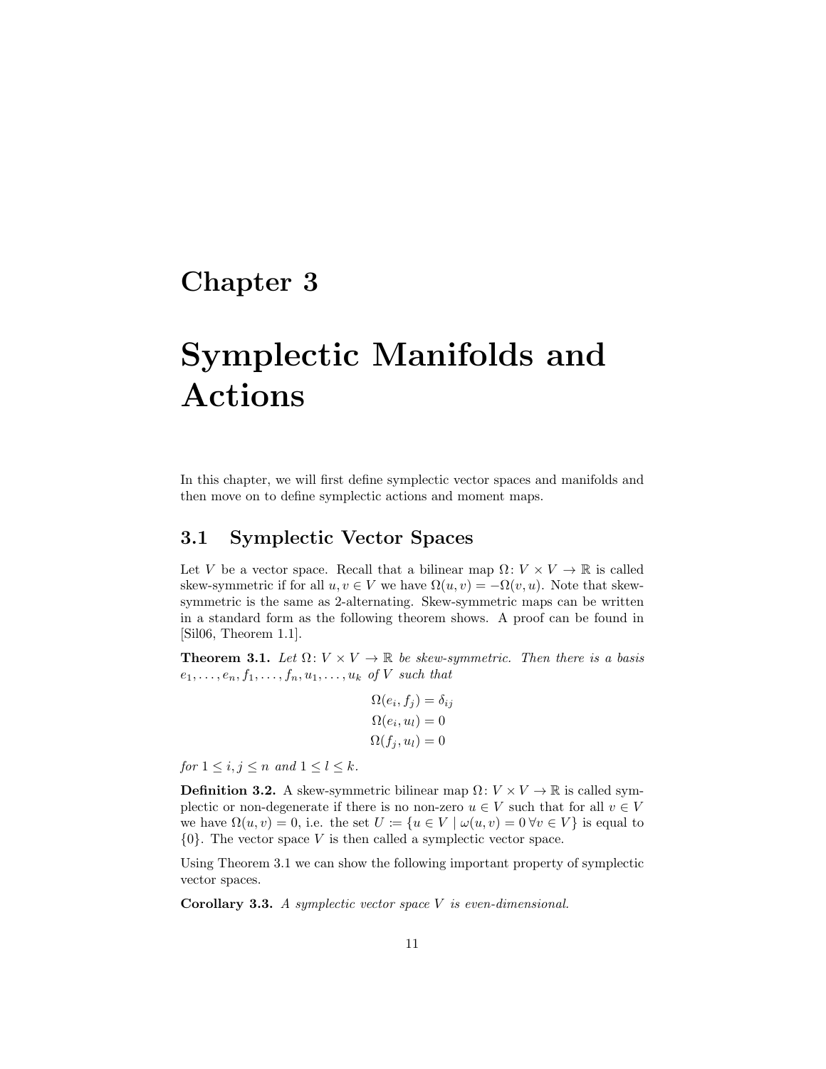# Chapter 3

# Symplectic Manifolds and Actions

In this chapter, we will first define symplectic vector spaces and manifolds and then move on to define symplectic actions and moment maps.

## 3.1 Symplectic Vector Spaces

Let $V$ be a vector space. Recall that a bilinear map $\Omega\colon V \times V \to \mathbb{R}$ is called skew-symmetric if for all $u, v \in V$ we have $\Omega(u, v) = -\Omega(v, u)$. Note that skew-symmetric is the same as 2-alternating. Skew-symmetric maps can be written in a standard form as the following theorem shows. A proof can be found in [Sil06, Theorem 1.1].

**Theorem 3.1.** *Let $\Omega\colon V \times V \to \mathbb{R}$ be skew-symmetric. Then there is a basis $e_1, \ldots, e_n, f_1, \ldots, f_n, u_1, \ldots, u_k$ of $V$ such that*

$$\Omega(e_i, f_j) = \delta_{ij}$$
$$\Omega(e_i, u_l) = 0$$
$$\Omega(f_j, u_l) = 0$$

*for $1 \leq i, j \leq n$ and $1 \leq l \leq k$.*

**Definition 3.2.** A skew-symmetric bilinear map $\Omega\colon V \times V \to \mathbb{R}$ is called symplectic or non-degenerate if there is no non-zero $u \in V$ such that for all $v \in V$ we have $\Omega(u, v) = 0$, i.e. the set $U := \{u \in V \mid \omega(u, v) = 0 \,\forall v \in V\}$ is equal to $\{0\}$. The vector space $V$ is then called a symplectic vector space.

Using Theorem 3.1 we can show the following important property of symplectic vector spaces.

**Corollary 3.3.** *A symplectic vector space $V$ is even-dimensional.*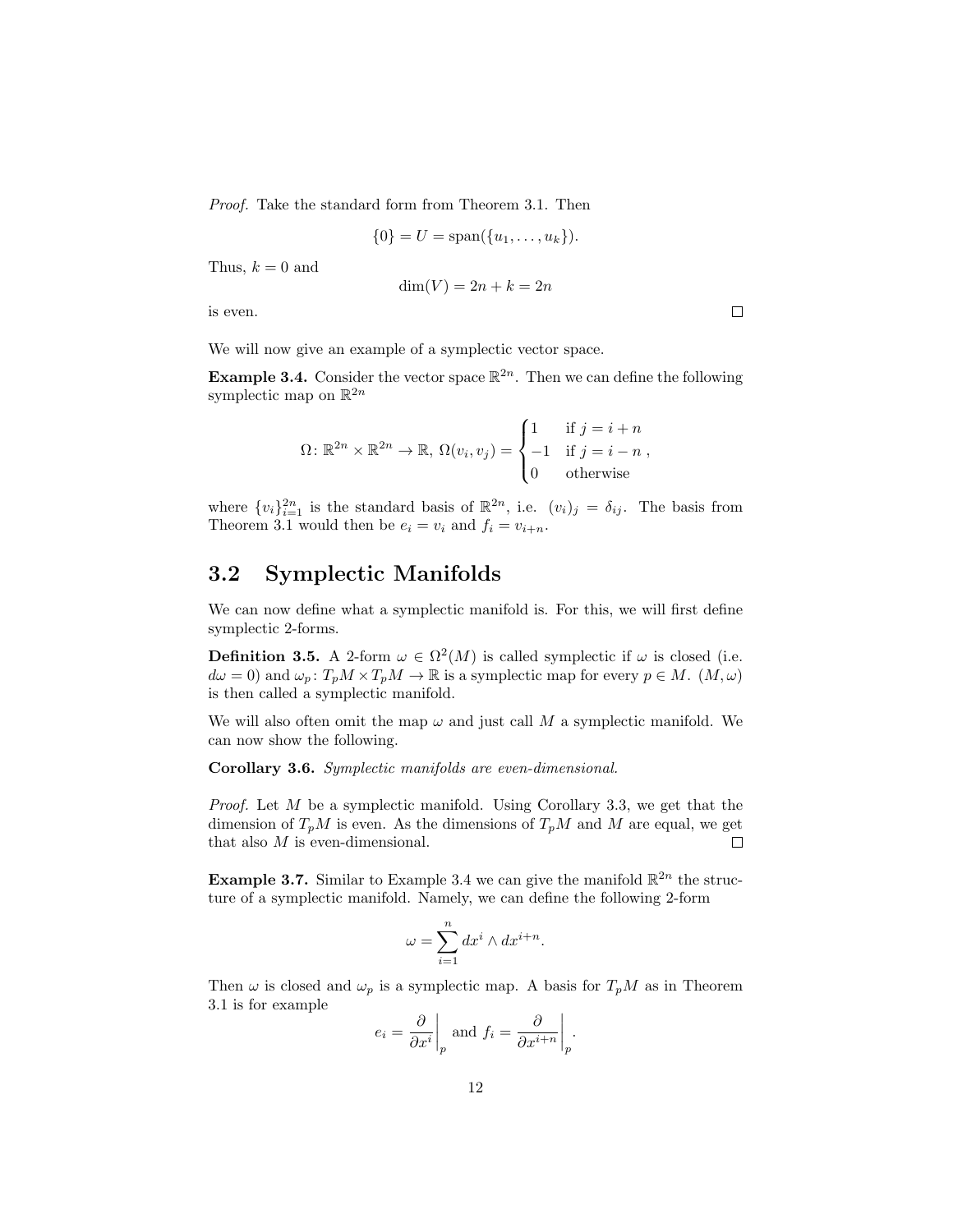*Proof.* Take the standard form from Theorem 3.1. Then

$$\{0\} = U = \operatorname{span}(\{u_1, \dots, u_k\}).$$

Thus, $k = 0$ and

$$\dim(V) = 2n + k = 2n$$

is even. □

We will now give an example of a symplectic vector space.

**Example 3.4.** Consider the vector space $\mathbb{R}^{2n}$. Then we can define the following symplectic map on $\mathbb{R}^{2n}$

$$\Omega \colon \mathbb{R}^{2n} \times \mathbb{R}^{2n} \to \mathbb{R},\ \Omega(v_i, v_j) = \begin{cases} 1 & \text{if } j = i + n \\ -1 & \text{if } j = i - n \\ 0 & \text{otherwise} \end{cases},$$

where $\{v_i\}_{i=1}^{2n}$ is the standard basis of $\mathbb{R}^{2n}$, i.e. $(v_i)_j = \delta_{ij}$. The basis from Theorem 3.1 would then be $e_i = v_i$ and $f_i = v_{i+n}$.

## 3.2 Symplectic Manifolds

We can now define what a symplectic manifold is. For this, we will first define symplectic 2-forms.

**Definition 3.5.** A 2-form $\omega \in \Omega^2(M)$ is called symplectic if $\omega$ is closed (i.e. $d\omega = 0$) and $\omega_p \colon T_pM \times T_pM \to \mathbb{R}$ is a symplectic map for every $p \in M$. $(M, \omega)$ is then called a symplectic manifold.

We will also often omit the map $\omega$ and just call $M$ a symplectic manifold. We can now show the following.

**Corollary 3.6.** *Symplectic manifolds are even-dimensional.*

*Proof.* Let $M$ be a symplectic manifold. Using Corollary 3.3, we get that the dimension of $T_pM$ is even. As the dimensions of $T_pM$ and $M$ are equal, we get that also $M$ is even-dimensional. □

**Example 3.7.** Similar to Example 3.4 we can give the manifold $\mathbb{R}^{2n}$ the structure of a symplectic manifold. Namely, we can define the following 2-form

$$\omega = \sum_{i=1}^{n} dx^i \wedge dx^{i+n}.$$

Then $\omega$ is closed and $\omega_p$ is a symplectic map. A basis for $T_pM$ as in Theorem 3.1 is for example

$$e_i = \left.\frac{\partial}{\partial x^i}\right|_p \text{ and } f_i = \left.\frac{\partial}{\partial x^{i+n}}\right|_p.$$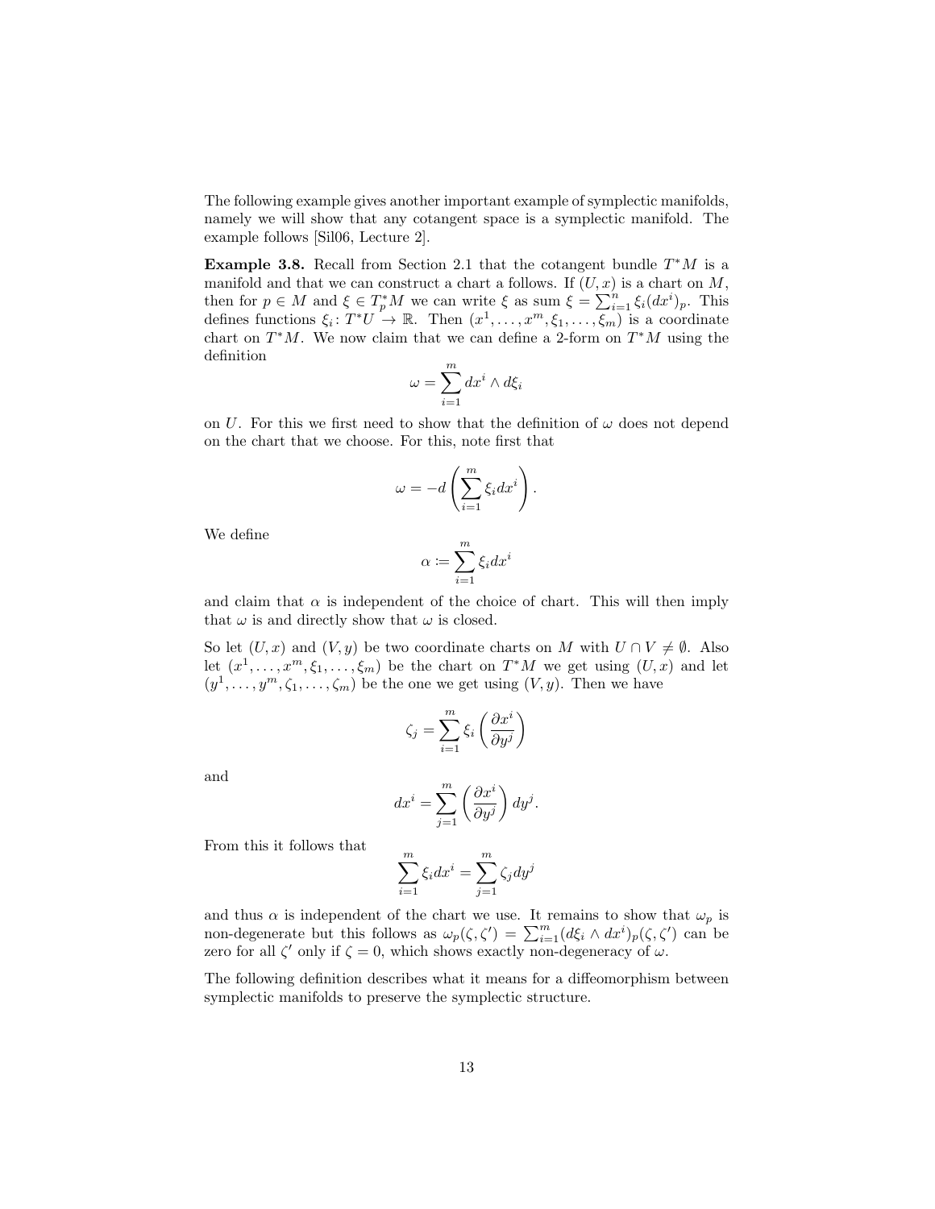The following example gives another important example of symplectic manifolds, namely we will show that any cotangent space is a symplectic manifold. The example follows [Sil06, Lecture 2].

**Example 3.8.** Recall from Section 2.1 that the cotangent bundle $T^*M$ is a manifold and that we can construct a chart a follows. If $(U, x)$ is a chart on $M$, then for $p \in M$ and $\xi \in T_p^*M$ we can write $\xi$ as sum $\xi = \sum_{i=1}^{n} \xi_i (dx^i)_p$. This defines functions $\xi_i \colon T^*U \to \mathbb{R}$. Then $(x^1, \ldots, x^m, \xi_1, \ldots, \xi_m)$ is a coordinate chart on $T^*M$. We now claim that we can define a 2-form on $T^*M$ using the definition

$$\omega = \sum_{i=1}^{m} dx^i \wedge d\xi_i$$

on $U$. For this we first need to show that the definition of $\omega$ does not depend on the chart that we choose. For this, note first that

$$\omega = -d\left(\sum_{i=1}^{m} \xi_i dx^i\right).$$

We define

$$\alpha \coloneqq \sum_{i=1}^{m} \xi_i dx^i$$

and claim that $\alpha$ is independent of the choice of chart. This will then imply that $\omega$ is and directly show that $\omega$ is closed.

So let $(U, x)$ and $(V, y)$ be two coordinate charts on $M$ with $U \cap V \neq \emptyset$. Also let $(x^1, \ldots, x^m, \xi_1, \ldots, \xi_m)$ be the chart on $T^*M$ we get using $(U, x)$ and let $(y^1, \ldots, y^m, \zeta_1, \ldots, \zeta_m)$ be the one we get using $(V, y)$. Then we have

$$\zeta_j = \sum_{i=1}^{m} \xi_i \left(\frac{\partial x^i}{\partial y^j}\right)$$

and

$$dx^i = \sum_{j=1}^{m} \left(\frac{\partial x^i}{\partial y^j}\right) dy^j.$$

From this it follows that

$$\sum_{i=1}^{m} \xi_i dx^i = \sum_{j=1}^{m} \zeta_j dy^j$$

and thus $\alpha$ is independent of the chart we use. It remains to show that $\omega_p$ is non-degenerate but this follows as $\omega_p(\zeta, \zeta') = \sum_{i=1}^{m} (d\xi_i \wedge dx^i)_p(\zeta, \zeta')$ can be zero for all $\zeta'$ only if $\zeta = 0$, which shows exactly non-degeneracy of $\omega$.

The following definition describes what it means for a diffeomorphism between symplectic manifolds to preserve the symplectic structure.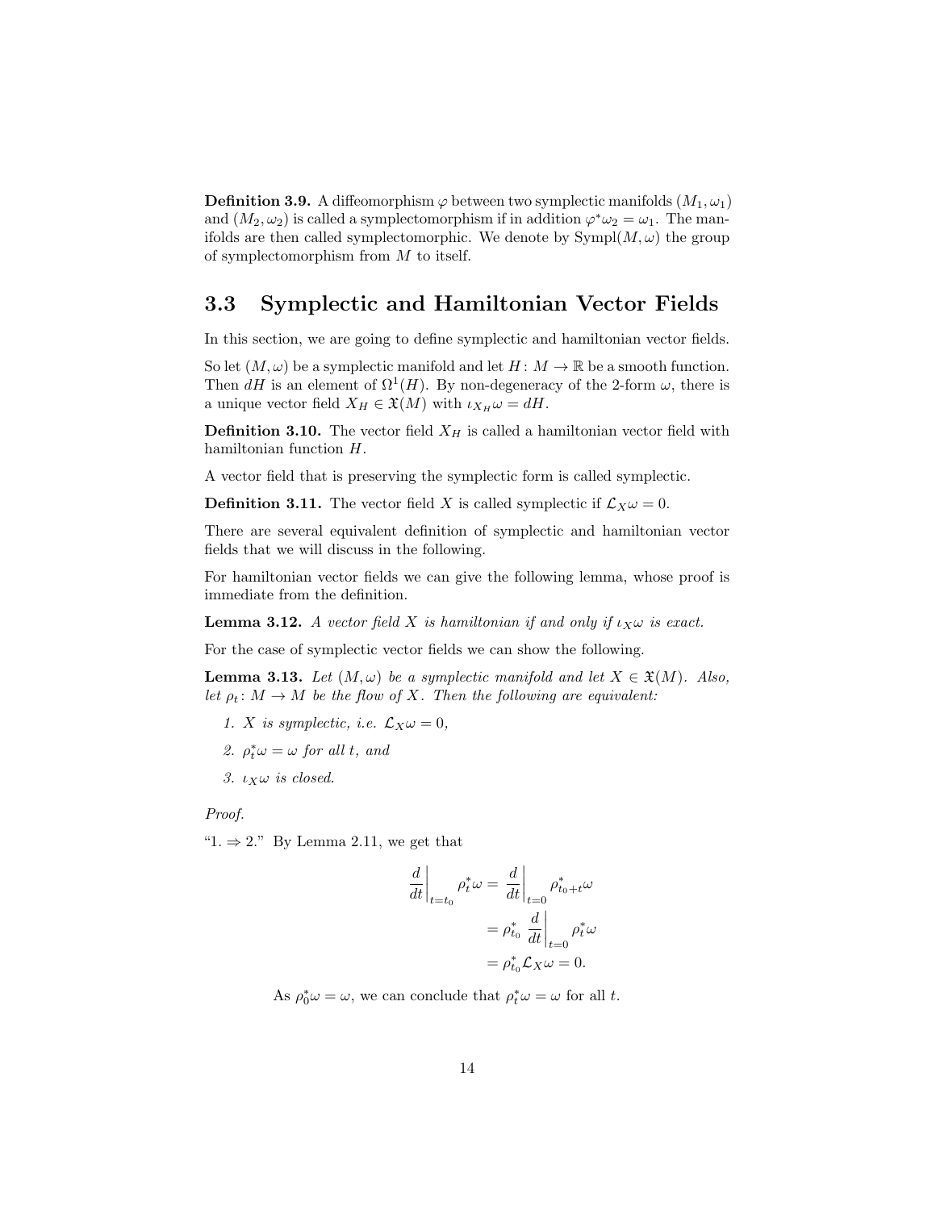**Definition 3.9.** A diffeomorphism $\varphi$ between two symplectic manifolds $(M_1, \omega_1)$ and $(M_2, \omega_2)$ is called a symplectomorphism if in addition $\varphi^*\omega_2 = \omega_1$. The manifolds are then called symplectomorphic. We denote by $\mathrm{Sympl}(M, \omega)$ the group of symplectomorphism from $M$ to itself.

## 3.3 Symplectic and Hamiltonian Vector Fields

In this section, we are going to define symplectic and hamiltonian vector fields.

So let $(M, \omega)$ be a symplectic manifold and let $H: M \to \mathbb{R}$ be a smooth function. Then $dH$ is an element of $\Omega^1(H)$. By non-degeneracy of the 2-form $\omega$, there is a unique vector field $X_H \in \mathfrak{X}(M)$ with $\iota_{X_H}\omega = dH$.

**Definition 3.10.** The vector field $X_H$ is called a hamiltonian vector field with hamiltonian function $H$.

A vector field that is preserving the symplectic form is called symplectic.

**Definition 3.11.** The vector field $X$ is called symplectic if $\mathcal{L}_X\omega = 0$.

There are several equivalent definition of symplectic and hamiltonian vector fields that we will discuss in the following.

For hamiltonian vector fields we can give the following lemma, whose proof is immediate from the definition.

**Lemma 3.12.** *A vector field $X$ is hamiltonian if and only if $\iota_X\omega$ is exact.*

For the case of symplectic vector fields we can show the following.

**Lemma 3.13.** *Let $(M, \omega)$ be a symplectic manifold and let $X \in \mathfrak{X}(M)$. Also, let $\rho_t: M \to M$ be the flow of $X$. Then the following are equivalent:*

1. *$X$ is symplectic, i.e. $\mathcal{L}_X\omega = 0$,*
2. *$\rho_t^*\omega = \omega$ for all $t$, and*
3. *$\iota_X\omega$ is closed.*

*Proof.*

"1. $\Rightarrow$ 2." By Lemma 2.11, we get that

$$\begin{aligned}
\left.\frac{d}{dt}\right|_{t=t_0} \rho_t^*\omega &= \left.\frac{d}{dt}\right|_{t=0} \rho_{t_0+t}^*\omega \\
&= \rho_{t_0}^* \left.\frac{d}{dt}\right|_{t=0} \rho_t^*\omega \\
&= \rho_{t_0}^*\mathcal{L}_X\omega = 0.
\end{aligned}$$

As $\rho_0^*\omega = \omega$, we can conclude that $\rho_t^*\omega = \omega$ for all $t$.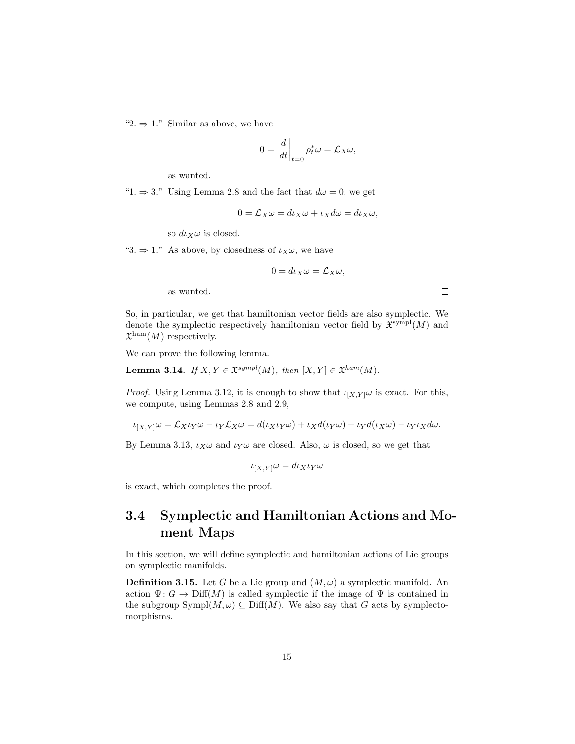"2. ⇒ 1." Similar as above, we have

$$0 = \left.\frac{d}{dt}\right|_{t=0} \rho_t^* \omega = \mathcal{L}_X \omega,$$

as wanted.

"1. ⇒ 3." Using Lemma 2.8 and the fact that $d\omega = 0$, we get

$$0 = \mathcal{L}_X \omega = d\iota_X \omega + \iota_X d\omega = d\iota_X \omega,$$

so $d\iota_X \omega$ is closed.

"3. ⇒ 1." As above, by closedness of $\iota_X \omega$, we have

$$0 = d\iota_X \omega = \mathcal{L}_X \omega,$$

as wanted. □

So, in particular, we get that hamiltonian vector fields are also symplectic. We denote the symplectic respectively hamiltonian vector field by $\mathfrak{X}^{\text{sympl}}(M)$ and $\mathfrak{X}^{\text{ham}}(M)$ respectively.

We can prove the following lemma.

**Lemma 3.14.** *If $X, Y \in \mathfrak{X}^{sympl}(M)$, then $[X, Y] \in \mathfrak{X}^{ham}(M)$.*

*Proof.* Using Lemma 3.12, it is enough to show that $\iota_{[X,Y]}\omega$ is exact. For this, we compute, using Lemmas 2.8 and 2.9,

$$\iota_{[X,Y]}\omega = \mathcal{L}_X \iota_Y \omega - \iota_Y \mathcal{L}_X \omega = d(\iota_X \iota_Y \omega) + \iota_X d(\iota_Y \omega) - \iota_Y d(\iota_X \omega) - \iota_Y \iota_X d\omega.$$

By Lemma 3.13, $\iota_X \omega$ and $\iota_Y \omega$ are closed. Also, $\omega$ is closed, so we get that

$$\iota_{[X,Y]}\omega = d\iota_X \iota_Y \omega$$

is exact, which completes the proof. □

## 3.4 Symplectic and Hamiltonian Actions and Moment Maps

In this section, we will define symplectic and hamiltonian actions of Lie groups on symplectic manifolds.

**Definition 3.15.** Let $G$ be a Lie group and $(M, \omega)$ a symplectic manifold. An action $\Psi\colon G \to \text{Diff}(M)$ is called symplectic if the image of $\Psi$ is contained in the subgroup $\text{Sympl}(M, \omega) \subseteq \text{Diff}(M)$. We also say that $G$ acts by symplectomorphisms.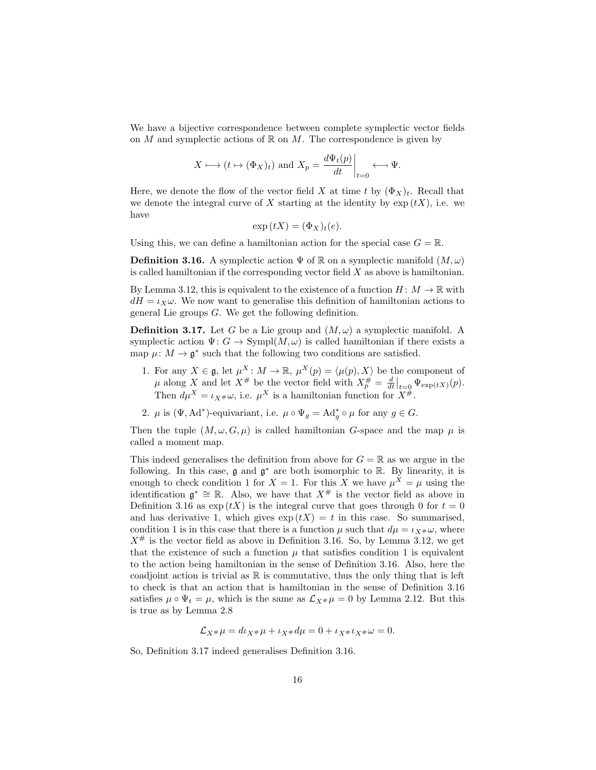We have a bijective correspondence between complete symplectic vector fields on $M$ and symplectic actions of $\mathbb{R}$ on $M$. The correspondence is given by

$$X \longmapsto (t \mapsto (\Phi_X)_t) \text{ and } X_p = \left.\frac{d\Psi_t(p)}{dt}\right|_{t=0} \longleftarrow \Psi.$$

Here, we denote the flow of the vector field $X$ at time $t$ by $(\Phi_X)_t$. Recall that we denote the integral curve of $X$ starting at the identity by $\exp(tX)$, i.e. we have

$$\exp(tX) = (\Phi_X)_t(e).$$

Using this, we can define a hamiltonian action for the special case $G = \mathbb{R}$.

**Definition 3.16.** A symplectic action $\Psi$ of $\mathbb{R}$ on a symplectic manifold $(M, \omega)$ is called hamiltonian if the corresponding vector field $X$ as above is hamiltonian.

By Lemma 3.12, this is equivalent to the existence of a function $H: M \to \mathbb{R}$ with $dH = \iota_X \omega$. We now want to generalise this definition of hamiltonian actions to general Lie groups $G$. We get the following definition.

**Definition 3.17.** Let $G$ be a Lie group and $(M, \omega)$ a symplectic manifold. A symplectic action $\Psi: G \to \mathrm{Sympl}(M, \omega)$ is called hamiltonian if there exists a map $\mu: M \to \mathfrak{g}^*$ such that the following two conditions are satisfied.

1. For any $X \in \mathfrak{g}$, let $\mu^X: M \to \mathbb{R}$, $\mu^X(p) = \langle \mu(p), X \rangle$ be the component of $\mu$ along $X$ and let $X^\#$ be the vector field with $X^\#_p = \left.\frac{d}{dt}\right|_{t=0} \Psi_{\exp(tX)}(p)$. Then $d\mu^X = \iota_{X^\#}\omega$, i.e. $\mu^X$ is a hamiltonian function for $X^\#$.
2. $\mu$ is $(\Psi, \mathrm{Ad}^*)$-equivariant, i.e. $\mu \circ \Psi_g = \mathrm{Ad}^*_g \circ \mu$ for any $g \in G$.

Then the tuple $(M, \omega, G, \mu)$ is called hamiltonian $G$-space and the map $\mu$ is called a moment map.

This indeed generalises the definition from above for $G = \mathbb{R}$ as we argue in the following. In this case, $\mathfrak{g}$ and $\mathfrak{g}^*$ are both isomorphic to $\mathbb{R}$. By linearity, it is enough to check condition 1 for $X = 1$. For this $X$ we have $\mu^X = \mu$ using the identification $\mathfrak{g}^* \cong \mathbb{R}$. Also, we have that $X^\#$ is the vector field as above in Definition 3.16 as $\exp(tX)$ is the integral curve that goes through 0 for $t = 0$ and has derivative 1, which gives $\exp(tX) = t$ in this case. So summarised, condition 1 is in this case that there is a function $\mu$ such that $d\mu = \iota_{X^\#}\omega$, where $X^\#$ is the vector field as above in Definition 3.16. So, by Lemma 3.12, we get that the existence of such a function $\mu$ that satisfies condition 1 is equivalent to the action being hamiltonian in the sense of Definition 3.16. Also, here the coadjoint action is trivial as $\mathbb{R}$ is commutative, thus the only thing that is left to check is that an action that is hamiltonian in the sense of Definition 3.16 satisfies $\mu \circ \Psi_t = \mu$, which is the same as $\mathcal{L}_{X^\#}\mu = 0$ by Lemma 2.12. But this is true as by Lemma 2.8

$$\mathcal{L}_{X^\#}\mu = d\iota_{X^\#}\mu + \iota_{X^\#}d\mu = 0 + \iota_{X^\#}\iota_{X^\#}\omega = 0.$$

So, Definition 3.17 indeed generalises Definition 3.16.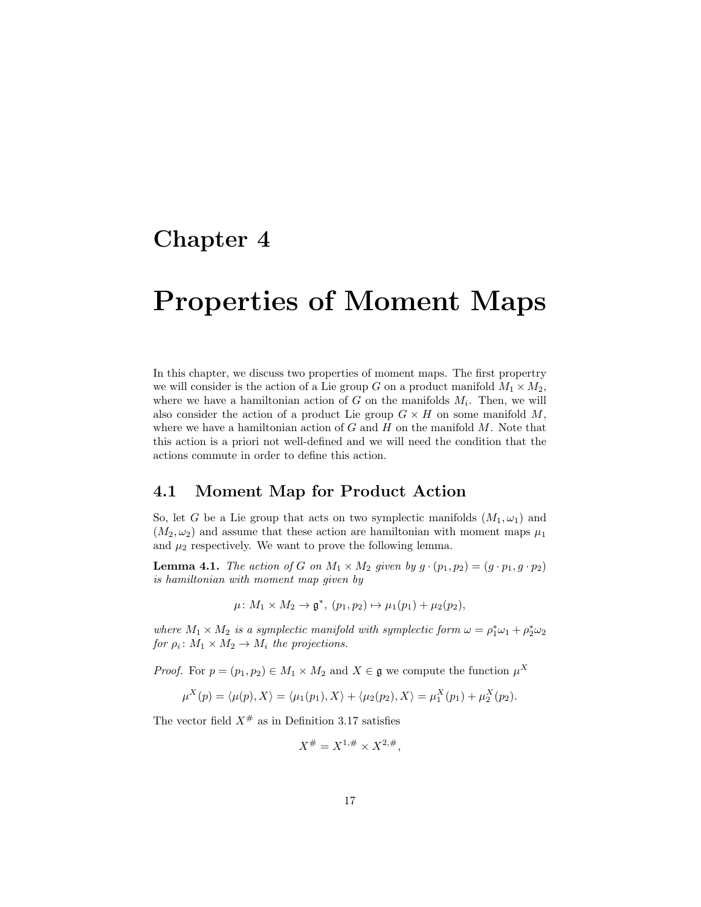# Chapter 4

# Properties of Moment Maps

In this chapter, we discuss two properties of moment maps. The first propertry we will consider is the action of a Lie group $G$ on a product manifold $M_1 \times M_2$, where we have a hamiltonian action of $G$ on the manifolds $M_i$. Then, we will also consider the action of a product Lie group $G \times H$ on some manifold $M$, where we have a hamiltonian action of $G$ and $H$ on the manifold $M$. Note that this action is a priori not well-defined and we will need the condition that the actions commute in order to define this action.

## 4.1 Moment Map for Product Action

So, let $G$ be a Lie group that acts on two symplectic manifolds $(M_1, \omega_1)$ and $(M_2, \omega_2)$ and assume that these action are hamiltonian with moment maps $\mu_1$ and $\mu_2$ respectively. We want to prove the following lemma.

**Lemma 4.1.** *The action of $G$ on $M_1 \times M_2$ given by $g \cdot (p_1, p_2) = (g \cdot p_1, g \cdot p_2)$ is hamiltonian with moment map given by*

$$\mu \colon M_1 \times M_2 \to \mathfrak{g}^*, \ (p_1, p_2) \mapsto \mu_1(p_1) + \mu_2(p_2),$$

*where $M_1 \times M_2$ is a symplectic manifold with symplectic form $\omega = \rho_1^* \omega_1 + \rho_2^* \omega_2$ for $\rho_i \colon M_1 \times M_2 \to M_i$ the projections.*

*Proof.* For $p = (p_1, p_2) \in M_1 \times M_2$ and $X \in \mathfrak{g}$ we compute the function $\mu^X$

$$\mu^X(p) = \langle \mu(p), X \rangle = \langle \mu_1(p_1), X \rangle + \langle \mu_2(p_2), X \rangle = \mu_1^X(p_1) + \mu_2^X(p_2).$$

The vector field $X^\#$ as in Definition 3.17 satisfies

$$X^\# = X^{1,\#} \times X^{2,\#},$$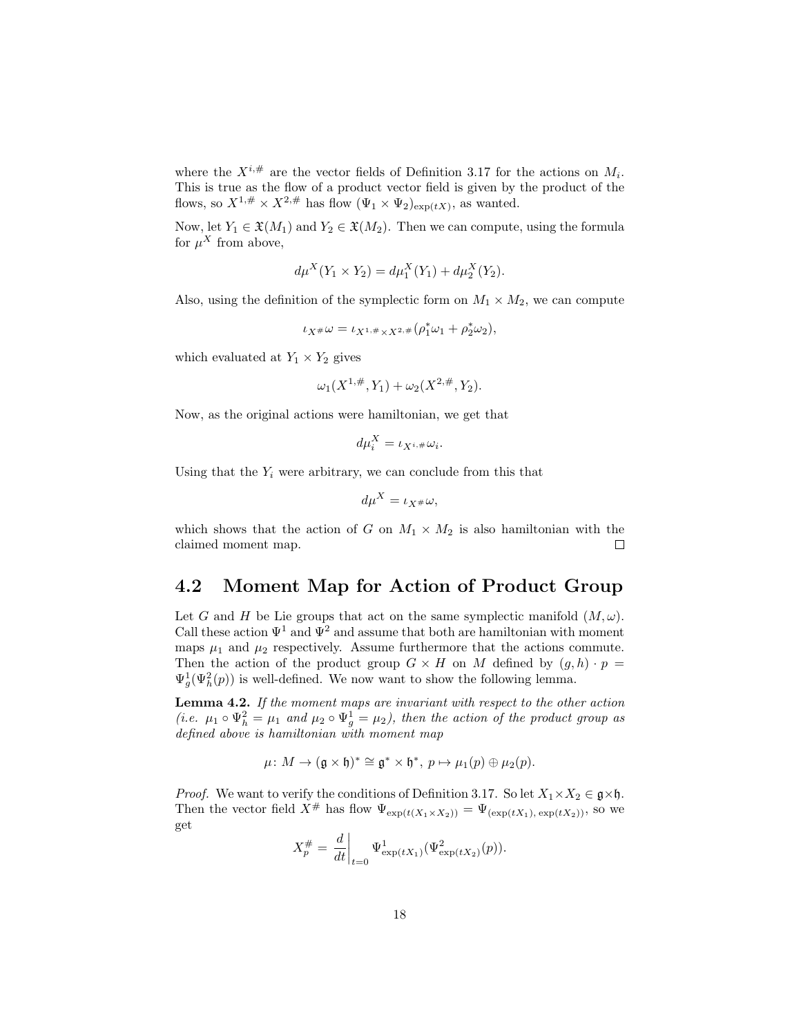where the $X^{i,\#}$ are the vector fields of Definition 3.17 for the actions on $M_i$. This is true as the flow of a product vector field is given by the product of the flows, so $X^{1,\#} \times X^{2,\#}$ has flow $(\Psi_1 \times \Psi_2)_{\exp(tX)}$, as wanted.

Now, let $Y_1 \in \mathfrak{X}(M_1)$ and $Y_2 \in \mathfrak{X}(M_2)$. Then we can compute, using the formula for $\mu^X$ from above,

$$d\mu^X(Y_1 \times Y_2) = d\mu_1^X(Y_1) + d\mu_2^X(Y_2).$$

Also, using the definition of the symplectic form on $M_1 \times M_2$, we can compute

$$\iota_{X^\#}\omega = \iota_{X^{1,\#} \times X^{2,\#}}(\rho_1^*\omega_1 + \rho_2^*\omega_2),$$

which evaluated at $Y_1 \times Y_2$ gives

$$\omega_1(X^{1,\#}, Y_1) + \omega_2(X^{2,\#}, Y_2).$$

Now, as the original actions were hamiltonian, we get that

$$d\mu_i^X = \iota_{X^{i,\#}}\omega_i.$$

Using that the $Y_i$ were arbitrary, we can conclude from this that

$$d\mu^X = \iota_{X^\#}\omega,$$

which shows that the action of $G$ on $M_1 \times M_2$ is also hamiltonian with the claimed moment map. $\square$

## 4.2 Moment Map for Action of Product Group

Let $G$ and $H$ be Lie groups that act on the same symplectic manifold $(M, \omega)$. Call these action $\Psi^1$ and $\Psi^2$ and assume that both are hamiltonian with moment maps $\mu_1$ and $\mu_2$ respectively. Assume furthermore that the actions commute. Then the action of the product group $G \times H$ on $M$ defined by $(g, h) \cdot p = \Psi_g^1(\Psi_h^2(p))$ is well-defined. We now want to show the following lemma.

**Lemma 4.2.** *If the moment maps are invariant with respect to the other action (i.e. $\mu_1 \circ \Psi_h^2 = \mu_1$ and $\mu_2 \circ \Psi_g^1 = \mu_2$), then the action of the product group as defined above is hamiltonian with moment map*

$$\mu \colon M \to (\mathfrak{g} \times \mathfrak{h})^* \cong \mathfrak{g}^* \times \mathfrak{h}^*,\ p \mapsto \mu_1(p) \oplus \mu_2(p).$$

*Proof.* We want to verify the conditions of Definition 3.17. So let $X_1 \times X_2 \in \mathfrak{g} \times \mathfrak{h}$. Then the vector field $X^\#$ has flow $\Psi_{\exp(t(X_1 \times X_2))} = \Psi_{(\exp(tX_1),\, \exp(tX_2))}$, so we get

$$X_p^\# = \left.\frac{d}{dt}\right|_{t=0} \Psi^1_{\exp(tX_1)}(\Psi^2_{\exp(tX_2)}(p)).$$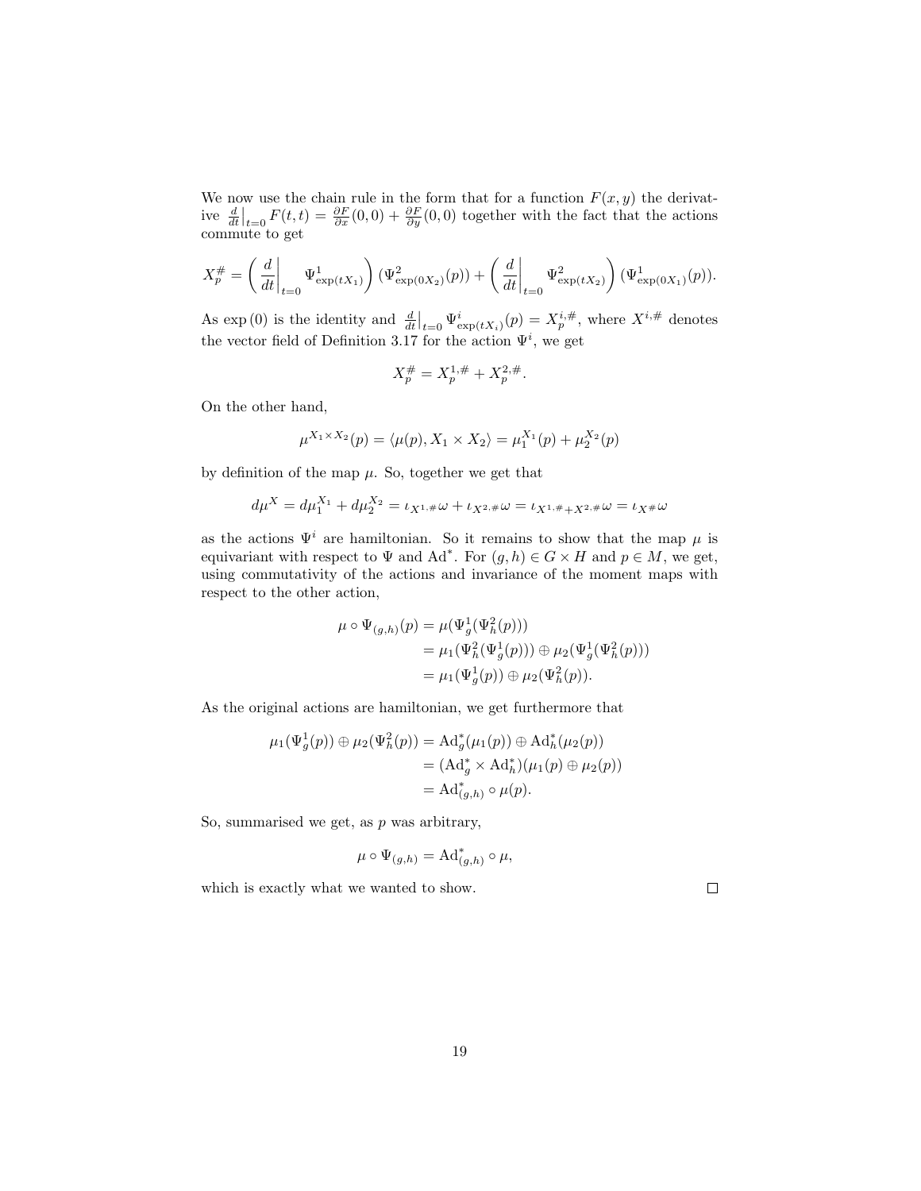We now use the chain rule in the form that for a function $F(x, y)$ the derivative $\frac{d}{dt}\big|_{t=0} F(t,t) = \frac{\partial F}{\partial x}(0,0) + \frac{\partial F}{\partial y}(0,0)$ together with the fact that the actions commute to get

$$X_p^{\#} = \left( \frac{d}{dt}\bigg|_{t=0} \Psi^1_{\exp(tX_1)} \right) (\Psi^2_{\exp(0X_2)}(p)) + \left( \frac{d}{dt}\bigg|_{t=0} \Psi^2_{\exp(tX_2)} \right) (\Psi^1_{\exp(0X_1)}(p)).$$

As $\exp(0)$ is the identity and $\frac{d}{dt}\big|_{t=0} \Psi^i_{\exp(tX_i)}(p) = X_p^{i,\#}$, where $X^{i,\#}$ denotes the vector field of Definition 3.17 for the action $\Psi^i$, we get

$$X_p^{\#} = X_p^{1,\#} + X_p^{2,\#}.$$

On the other hand,

$$\mu^{X_1 \times X_2}(p) = \langle \mu(p), X_1 \times X_2 \rangle = \mu_1^{X_1}(p) + \mu_2^{X_2}(p)$$

by definition of the map $\mu$. So, together we get that

$$d\mu^X = d\mu_1^{X_1} + d\mu_2^{X_2} = \iota_{X^{1,\#}}\omega + \iota_{X^{2,\#}}\omega = \iota_{X^{1,\#}+X^{2,\#}}\omega = \iota_{X^\#}\omega$$

as the actions $\Psi^i$ are hamiltonian. So it remains to show that the map $\mu$ is equivariant with respect to $\Psi$ and $\mathrm{Ad}^*$. For $(g,h) \in G \times H$ and $p \in M$, we get, using commutativity of the actions and invariance of the moment maps with respect to the other action,

$$\begin{aligned}
\mu \circ \Psi_{(g,h)}(p) &= \mu(\Psi^1_g(\Psi^2_h(p))) \\
&= \mu_1(\Psi^2_h(\Psi^1_g(p))) \oplus \mu_2(\Psi^1_g(\Psi^2_h(p))) \\
&= \mu_1(\Psi^1_g(p)) \oplus \mu_2(\Psi^2_h(p)).
\end{aligned}$$

As the original actions are hamiltonian, we get furthermore that

$$\begin{aligned}
\mu_1(\Psi^1_g(p)) \oplus \mu_2(\Psi^2_h(p)) &= \mathrm{Ad}^*_g(\mu_1(p)) \oplus \mathrm{Ad}^*_h(\mu_2(p)) \\
&= (\mathrm{Ad}^*_g \times \mathrm{Ad}^*_h)(\mu_1(p) \oplus \mu_2(p)) \\
&= \mathrm{Ad}^*_{(g,h)} \circ \mu(p).
\end{aligned}$$

So, summarised we get, as $p$ was arbitrary,

$$\mu \circ \Psi_{(g,h)} = \mathrm{Ad}^*_{(g,h)} \circ \mu,$$

which is exactly what we wanted to show. $\square$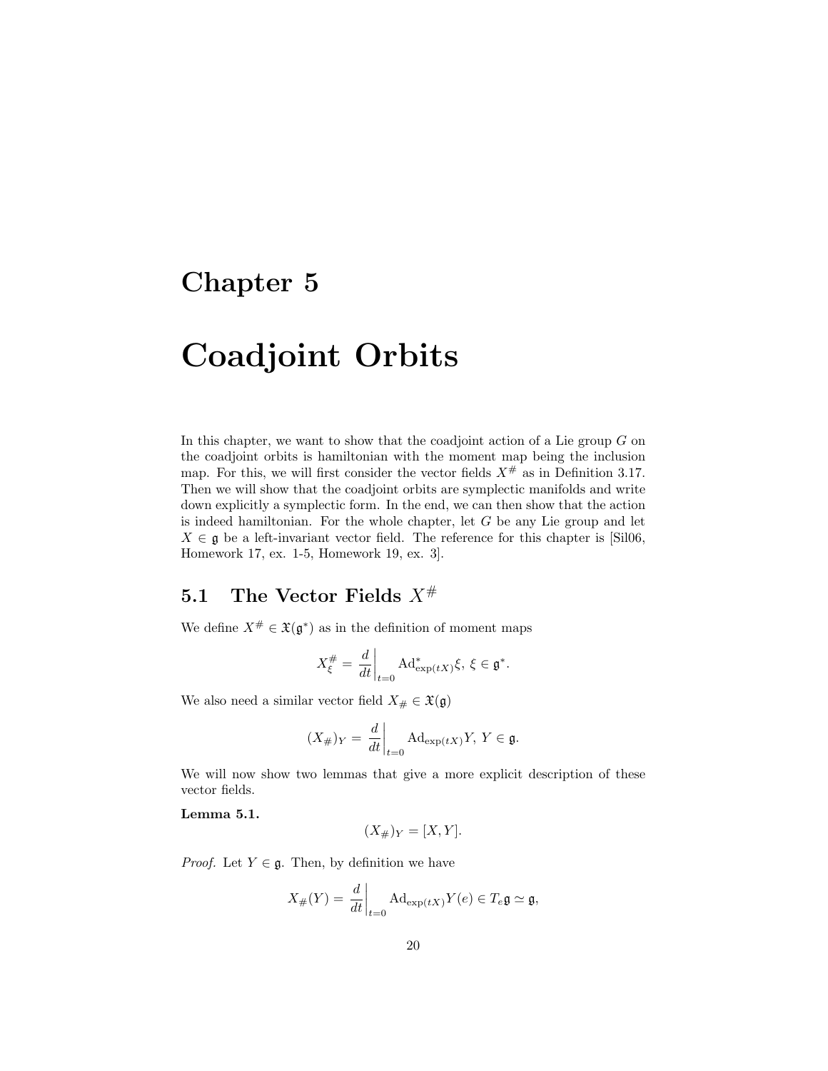# Chapter 5

# Coadjoint Orbits

In this chapter, we want to show that the coadjoint action of a Lie group $G$ on the coadjoint orbits is hamiltonian with the moment map being the inclusion map. For this, we will first consider the vector fields $X^{\#}$ as in Definition 3.17. Then we will show that the coadjoint orbits are symplectic manifolds and write down explicitly a symplectic form. In the end, we can then show that the action is indeed hamiltonian. For the whole chapter, let $G$ be any Lie group and let $X \in \mathfrak{g}$ be a left-invariant vector field. The reference for this chapter is [Sil06, Homework 17, ex. 1-5, Homework 19, ex. 3].

## 5.1 The Vector Fields $X^{\#}$

We define $X^{\#} \in \mathfrak{X}(\mathfrak{g}^*)$ as in the definition of moment maps

$$X^{\#}_{\xi} = \left.\frac{d}{dt}\right|_{t=0} \mathrm{Ad}^*_{\exp(tX)}\xi,\ \xi \in \mathfrak{g}^*.$$

We also need a similar vector field $X_{\#} \in \mathfrak{X}(\mathfrak{g})$

$$(X_{\#})_Y = \left.\frac{d}{dt}\right|_{t=0} \mathrm{Ad}_{\exp(tX)}Y,\ Y \in \mathfrak{g}.$$

We will now show two lemmas that give a more explicit description of these vector fields.

**Lemma 5.1.**

$$(X_{\#})_Y = [X, Y].$$

*Proof.* Let $Y \in \mathfrak{g}$. Then, by definition we have

$$X_{\#}(Y) = \left.\frac{d}{dt}\right|_{t=0} \mathrm{Ad}_{\exp(tX)}Y(e) \in T_e\mathfrak{g} \simeq \mathfrak{g},$$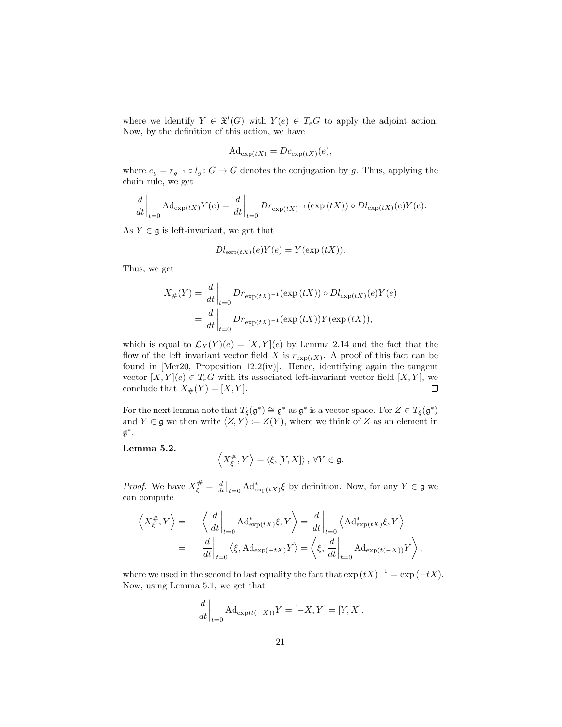where we identify $Y \in \mathfrak{X}^l(G)$ with $Y(e) \in T_eG$ to apply the adjoint action. Now, by the definition of this action, we have

$$\mathrm{Ad}_{\exp(tX)} = Dc_{\exp(tX)}(e),$$

where $c_g = r_{g^{-1}} \circ l_g \colon G \to G$ denotes the conjugation by $g$. Thus, applying the chain rule, we get

$$\left.\frac{d}{dt}\right|_{t=0} \mathrm{Ad}_{\exp(tX)} Y(e) = \left.\frac{d}{dt}\right|_{t=0} Dr_{\exp(tX)^{-1}}(\exp(tX)) \circ Dl_{\exp(tX)}(e) Y(e).$$

As $Y \in \mathfrak{g}$ is left-invariant, we get that

$$Dl_{\exp(tX)}(e) Y(e) = Y(\exp(tX)).$$

Thus, we get

$$\begin{aligned}
X_{\#}(Y) &= \left.\frac{d}{dt}\right|_{t=0} Dr_{\exp(tX)^{-1}}(\exp(tX)) \circ Dl_{\exp(tX)}(e) Y(e) \\
&= \left.\frac{d}{dt}\right|_{t=0} Dr_{\exp(tX)^{-1}}(\exp(tX)) Y(\exp(tX)),
\end{aligned}$$

which is equal to $\mathcal{L}_X(Y)(e) = [X, Y](e)$ by Lemma 2.14 and the fact that the flow of the left invariant vector field $X$ is $r_{\exp(tX)}$. A proof of this fact can be found in [Mer20, Proposition 12.2(iv)]. Hence, identifying again the tangent vector $[X, Y](e) \in T_eG$ with its associated left-invariant vector field $[X, Y]$, we conclude that $X_{\#}(Y) = [X, Y]$. ◻

For the next lemma note that $T_\xi(\mathfrak{g}^*) \cong \mathfrak{g}^*$ as $\mathfrak{g}^*$ is a vector space. For $Z \in T_\xi(\mathfrak{g}^*)$ and $Y \in \mathfrak{g}$ we then write $\langle Z, Y \rangle \coloneqq Z(Y)$, where we think of $Z$ as an element in $\mathfrak{g}^*$.

**Lemma 5.2.**

$$\left\langle X_\xi^{\#}, Y \right\rangle = \langle \xi, [Y, X] \rangle, \ \forall Y \in \mathfrak{g}.$$

*Proof.* We have $X_\xi^{\#} = \left.\frac{d}{dt}\right|_{t=0} \mathrm{Ad}^*_{\exp(tX)} \xi$ by definition. Now, for any $Y \in \mathfrak{g}$ we can compute

$$\begin{aligned}
\left\langle X_\xi^{\#}, Y \right\rangle = &\quad \left\langle \left.\frac{d}{dt}\right|_{t=0} \mathrm{Ad}^*_{\exp(tX)} \xi, Y \right\rangle = \left.\frac{d}{dt}\right|_{t=0} \left\langle \mathrm{Ad}^*_{\exp(tX)} \xi, Y \right\rangle \\
= &\quad \left.\frac{d}{dt}\right|_{t=0} \left\langle \xi, \mathrm{Ad}_{\exp(-tX)} Y \right\rangle = \left\langle \xi, \left.\frac{d}{dt}\right|_{t=0} \mathrm{Ad}_{\exp(t(-X))} Y \right\rangle,
\end{aligned}$$

where we used in the second to last equality the fact that $\exp(tX)^{-1} = \exp(-tX)$. Now, using Lemma 5.1, we get that

$$\left.\frac{d}{dt}\right|_{t=0} \mathrm{Ad}_{\exp(t(-X))} Y = [-X, Y] = [Y, X].$$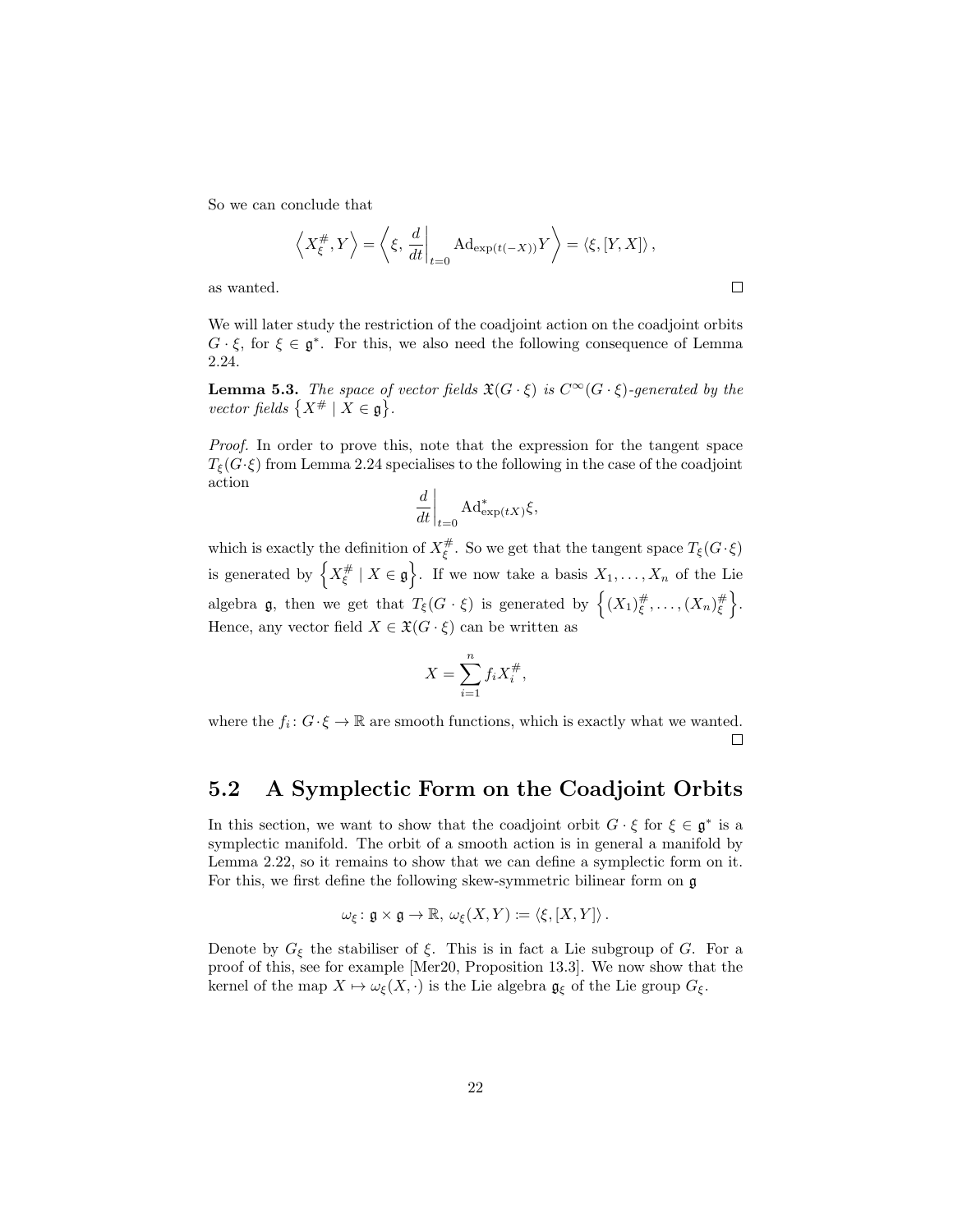So we can conclude that

$$\left\langle X^{\#}_{\xi}, Y \right\rangle = \left\langle \xi, \left.\frac{d}{dt}\right|_{t=0} \mathrm{Ad}_{\exp(t(-X))} Y \right\rangle = \langle \xi, [Y, X] \rangle ,$$

as wanted. ☐

We will later study the restriction of the coadjoint action on the coadjoint orbits $G \cdot \xi$, for $\xi \in \mathfrak{g}^*$. For this, we also need the following consequence of Lemma 2.24.

**Lemma 5.3.** *The space of vector fields $\mathfrak{X}(G \cdot \xi)$ is $C^\infty(G \cdot \xi)$-generated by the vector fields $\left\{X^{\#} \mid X \in \mathfrak{g}\right\}$.*

*Proof.* In order to prove this, note that the expression for the tangent space $T_\xi(G \cdot \xi)$ from Lemma 2.24 specialises to the following in the case of the coadjoint action

$$\left.\frac{d}{dt}\right|_{t=0} \mathrm{Ad}^*_{\exp(tX)} \xi,$$

which is exactly the definition of $X^{\#}_{\xi}$. So we get that the tangent space $T_\xi(G \cdot \xi)$ is generated by $\left\{X^{\#}_{\xi} \mid X \in \mathfrak{g}\right\}$. If we now take a basis $X_1, \ldots, X_n$ of the Lie algebra $\mathfrak{g}$, then we get that $T_\xi(G \cdot \xi)$ is generated by $\left\{(X_1)^{\#}_{\xi}, \ldots, (X_n)^{\#}_{\xi}\right\}$. Hence, any vector field $X \in \mathfrak{X}(G \cdot \xi)$ can be written as

$$X = \sum_{i=1}^{n} f_i X_i^{\#},$$

where the $f_i \colon G \cdot \xi \to \mathbb{R}$ are smooth functions, which is exactly what we wanted. ☐

## 5.2 A Symplectic Form on the Coadjoint Orbits

In this section, we want to show that the coadjoint orbit $G \cdot \xi$ for $\xi \in \mathfrak{g}^*$ is a symplectic manifold. The orbit of a smooth action is in general a manifold by Lemma 2.22, so it remains to show that we can define a symplectic form on it. For this, we first define the following skew-symmetric bilinear form on $\mathfrak{g}$

$$\omega_\xi \colon \mathfrak{g} \times \mathfrak{g} \to \mathbb{R},\ \omega_\xi(X, Y) := \langle \xi, [X, Y] \rangle .$$

Denote by $G_\xi$ the stabiliser of $\xi$. This is in fact a Lie subgroup of $G$. For a proof of this, see for example [Mer20, Proposition 13.3]. We now show that the kernel of the map $X \mapsto \omega_\xi(X, \cdot)$ is the Lie algebra $\mathfrak{g}_\xi$ of the Lie group $G_\xi$.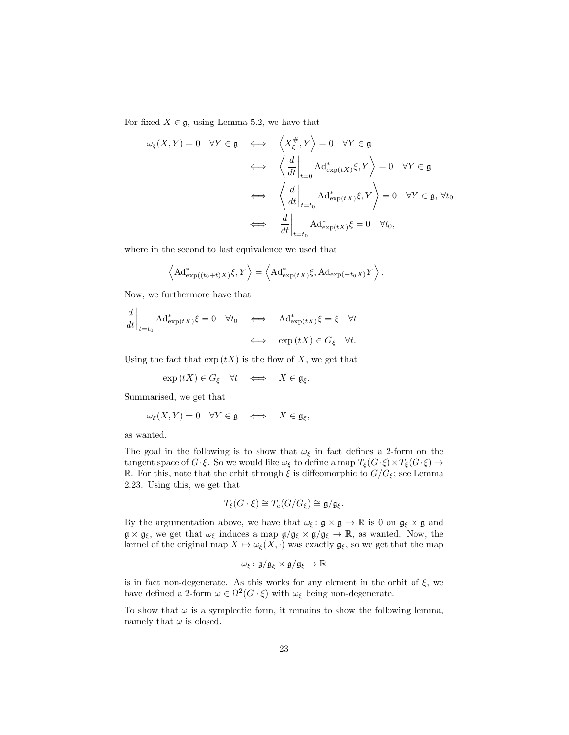For fixed $X \in \mathfrak{g}$, using Lemma 5.2, we have that

$$
\begin{aligned}
\omega_\xi(X,Y) = 0 \quad \forall Y \in \mathfrak{g} \quad &\iff \quad \left\langle X^\#_\xi, Y \right\rangle = 0 \quad \forall Y \in \mathfrak{g} \\
&\iff \quad \left\langle \left.\frac{d}{dt}\right|_{t=0} \mathrm{Ad}^*_{\exp(tX)}\xi, Y \right\rangle = 0 \quad \forall Y \in \mathfrak{g} \\
&\iff \quad \left\langle \left.\frac{d}{dt}\right|_{t=t_0} \mathrm{Ad}^*_{\exp(tX)}\xi, Y \right\rangle = 0 \quad \forall Y \in \mathfrak{g},\ \forall t_0 \\
&\iff \quad \left.\frac{d}{dt}\right|_{t=t_0} \mathrm{Ad}^*_{\exp(tX)}\xi = 0 \quad \forall t_0,
\end{aligned}
$$

where in the second to last equivalence we used that

$$
\left\langle \mathrm{Ad}^*_{\exp((t_0+t)X)}\xi, Y \right\rangle = \left\langle \mathrm{Ad}^*_{\exp(tX)}\xi, \mathrm{Ad}_{\exp(-t_0 X)} Y \right\rangle .
$$

Now, we furthermore have that

$$
\begin{aligned}
\left.\frac{d}{dt}\right|_{t=t_0} \mathrm{Ad}^*_{\exp(tX)}\xi = 0 \quad \forall t_0 \quad &\iff \quad \mathrm{Ad}^*_{\exp(tX)}\xi = \xi \quad \forall t \\
&\iff \quad \exp(tX) \in G_\xi \quad \forall t.
\end{aligned}
$$

Using the fact that $\exp(tX)$ is the flow of $X$, we get that

$$
\exp(tX) \in G_\xi \quad \forall t \quad \iff \quad X \in \mathfrak{g}_\xi.
$$

Summarised, we get that

$$
\omega_\xi(X,Y) = 0 \quad \forall Y \in \mathfrak{g} \quad \iff \quad X \in \mathfrak{g}_\xi,
$$

as wanted.

The goal in the following is to show that $\omega_\xi$ in fact defines a 2-form on the tangent space of $G\cdot\xi$. So we would like $\omega_\xi$ to define a map $T_\xi(G\cdot\xi)\times T_\xi(G\cdot\xi) \to \mathbb{R}$. For this, note that the orbit through $\xi$ is diffeomorphic to $G/G_\xi$; see Lemma 2.23. Using this, we get that

$$
T_\xi(G\cdot\xi) \cong T_e(G/G_\xi) \cong \mathfrak{g}/\mathfrak{g}_\xi.
$$

By the argumentation above, we have that $\omega_\xi \colon \mathfrak{g}\times\mathfrak{g} \to \mathbb{R}$ is 0 on $\mathfrak{g}_\xi \times \mathfrak{g}$ and $\mathfrak{g}\times\mathfrak{g}_\xi$, we get that $\omega_\xi$ induces a map $\mathfrak{g}/\mathfrak{g}_\xi \times \mathfrak{g}/\mathfrak{g}_\xi \to \mathbb{R}$, as wanted. Now, the kernel of the original map $X \mapsto \omega_\xi(X,\cdot)$ was exactly $\mathfrak{g}_\xi$, so we get that the map

$$
\omega_\xi \colon \mathfrak{g}/\mathfrak{g}_\xi \times \mathfrak{g}/\mathfrak{g}_\xi \to \mathbb{R}
$$

is in fact non-degenerate. As this works for any element in the orbit of $\xi$, we have defined a 2-form $\omega \in \Omega^2(G\cdot\xi)$ with $\omega_\xi$ being non-degenerate.

To show that $\omega$ is a symplectic form, it remains to show the following lemma, namely that $\omega$ is closed.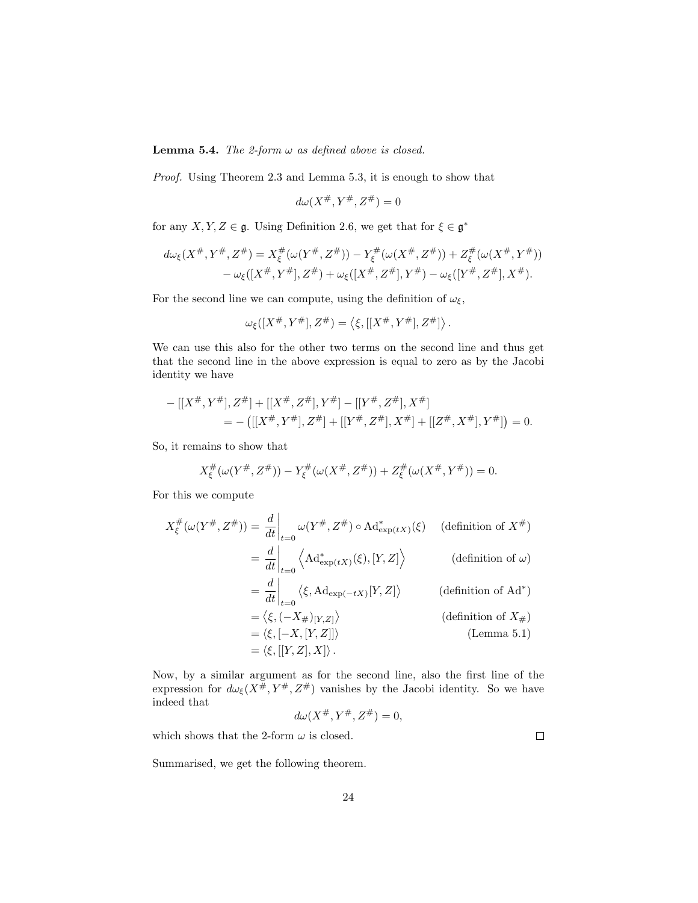**Lemma 5.4.** *The 2-form $\omega$ as defined above is closed.*

*Proof.* Using Theorem 2.3 and Lemma 5.3, it is enough to show that

$$d\omega(X^\#, Y^\#, Z^\#) = 0$$

for any $X, Y, Z \in \mathfrak{g}$. Using Definition 2.6, we get that for $\xi \in \mathfrak{g}^*$

$$\begin{aligned} d\omega_\xi(X^\#, Y^\#, Z^\#) = X^\#_\xi(\omega(Y^\#, Z^\#)) - Y^\#_\xi(\omega(X^\#, Z^\#)) + Z^\#_\xi(\omega(X^\#, Y^\#)) \\ - \omega_\xi([X^\#, Y^\#], Z^\#) + \omega_\xi([X^\#, Z^\#], Y^\#) - \omega_\xi([Y^\#, Z^\#], X^\#). \end{aligned}$$

For the second line we can compute, using the definition of $\omega_\xi$,

$$\omega_\xi([X^\#, Y^\#], Z^\#) = \left\langle \xi, [[X^\#, Y^\#], Z^\#] \right\rangle.$$

We can use this also for the other two terms on the second line and thus get that the second line in the above expression is equal to zero as by the Jacobi identity we have

$$\begin{aligned} &- [[X^\#, Y^\#], Z^\#] + [[X^\#, Z^\#], Y^\#] - [[Y^\#, Z^\#], X^\#] \\ &\qquad = - \left( [[X^\#, Y^\#], Z^\#] + [[Y^\#, Z^\#], X^\#] + [[Z^\#, X^\#], Y^\#] \right) = 0. \end{aligned}$$

So, it remains to show that

$$X^\#_\xi(\omega(Y^\#, Z^\#)) - Y^\#_\xi(\omega(X^\#, Z^\#)) + Z^\#_\xi(\omega(X^\#, Y^\#)) = 0.$$

For this we compute

$$\begin{aligned} X^\#_\xi(\omega(Y^\#, Z^\#)) &= \left.\frac{d}{dt}\right|_{t=0} \omega(Y^\#, Z^\#) \circ \mathrm{Ad}^*_{\exp(tX)}(\xi) && \text{(definition of } X^\#\text{)} \\ &= \left.\frac{d}{dt}\right|_{t=0} \left\langle \mathrm{Ad}^*_{\exp(tX)}(\xi), [Y, Z] \right\rangle && \text{(definition of } \omega\text{)} \\ &= \left.\frac{d}{dt}\right|_{t=0} \left\langle \xi, \mathrm{Ad}_{\exp(-tX)}[Y, Z] \right\rangle && \text{(definition of } \mathrm{Ad}^*\text{)} \\ &= \left\langle \xi, (-X_\#)_{[Y,Z]} \right\rangle && \text{(definition of } X_\#\text{)} \\ &= \left\langle \xi, [-X, [Y, Z]] \right\rangle && \text{(Lemma 5.1)} \\ &= \left\langle \xi, [[Y, Z], X] \right\rangle. \end{aligned}$$

Now, by a similar argument as for the second line, also the first line of the expression for $d\omega_\xi(X^\#, Y^\#, Z^\#)$ vanishes by the Jacobi identity. So we have indeed that

$$d\omega(X^\#, Y^\#, Z^\#) = 0,$$

which shows that the 2-form $\omega$ is closed. $\square$

Summarised, we get the following theorem.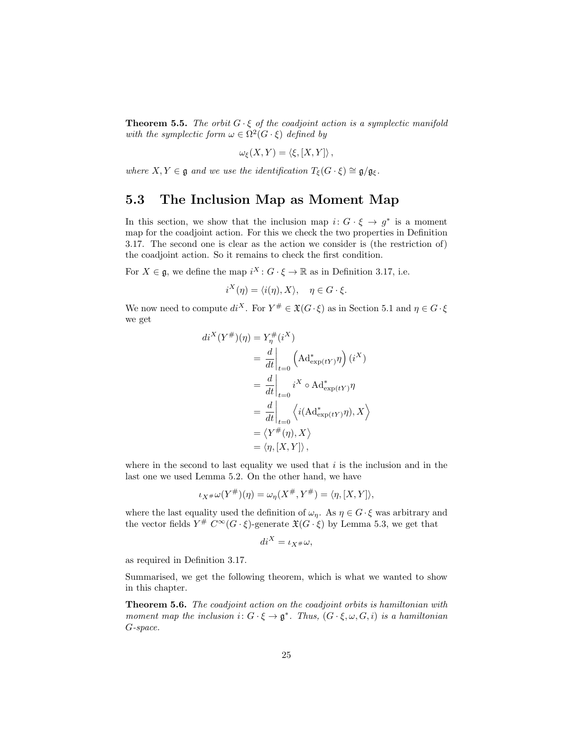**Theorem 5.5.** *The orbit $G \cdot \xi$ of the coadjoint action is a symplectic manifold with the symplectic form $\omega \in \Omega^2(G \cdot \xi)$ defined by*

$$\omega_\xi(X, Y) = \langle \xi, [X, Y] \rangle ,$$

*where $X, Y \in \mathfrak{g}$ and we use the identification $T_\xi(G \cdot \xi) \cong \mathfrak{g}/\mathfrak{g}_\xi$.*

## 5.3 The Inclusion Map as Moment Map

In this section, we show that the inclusion map $i \colon G \cdot \xi \to g^*$ is a moment map for the coadjoint action. For this we check the two properties in Definition 3.17. The second one is clear as the action we consider is (the restriction of) the coadjoint action. So it remains to check the first condition.

For $X \in \mathfrak{g}$, we define the map $i^X \colon G \cdot \xi \to \mathbb{R}$ as in Definition 3.17, i.e.

$$i^X(\eta) = \langle i(\eta), X \rangle, \quad \eta \in G \cdot \xi.$$

We now need to compute $di^X$. For $Y^\# \in \mathfrak{X}(G \cdot \xi)$ as in Section 5.1 and $\eta \in G \cdot \xi$ we get

$$\begin{aligned}
di^X(Y^\#)(\eta) &= Y^\#_\eta(i^X) \\
&= \left.\frac{d}{dt}\right|_{t=0} \left(\mathrm{Ad}^*_{\exp(tY)}\eta\right)(i^X) \\
&= \left.\frac{d}{dt}\right|_{t=0} i^X \circ \mathrm{Ad}^*_{\exp(tY)}\eta \\
&= \left.\frac{d}{dt}\right|_{t=0} \left\langle i(\mathrm{Ad}^*_{\exp(tY)}\eta), X \right\rangle \\
&= \left\langle Y^\#(\eta), X \right\rangle \\
&= \langle \eta, [X, Y] \rangle ,
\end{aligned}$$

where in the second to last equality we used that $i$ is the inclusion and in the last one we used Lemma 5.2. On the other hand, we have

$$\iota_{X^\#}\omega(Y^\#)(\eta) = \omega_\eta(X^\#, Y^\#) = \langle \eta, [X, Y] \rangle,$$

where the last equality used the definition of $\omega_\eta$. As $\eta \in G \cdot \xi$ was arbitrary and the vector fields $Y^\#$ $C^\infty(G \cdot \xi)$-generate $\mathfrak{X}(G \cdot \xi)$ by Lemma 5.3, we get that

$$di^X = \iota_{X^\#}\omega,$$

as required in Definition 3.17.

Summarised, we get the following theorem, which is what we wanted to show in this chapter.

**Theorem 5.6.** *The coadjoint action on the coadjoint orbits is hamiltonian with moment map the inclusion $i \colon G \cdot \xi \to \mathfrak{g}^*$. Thus, $(G \cdot \xi, \omega, G, i)$ is a hamiltonian $G$-space.*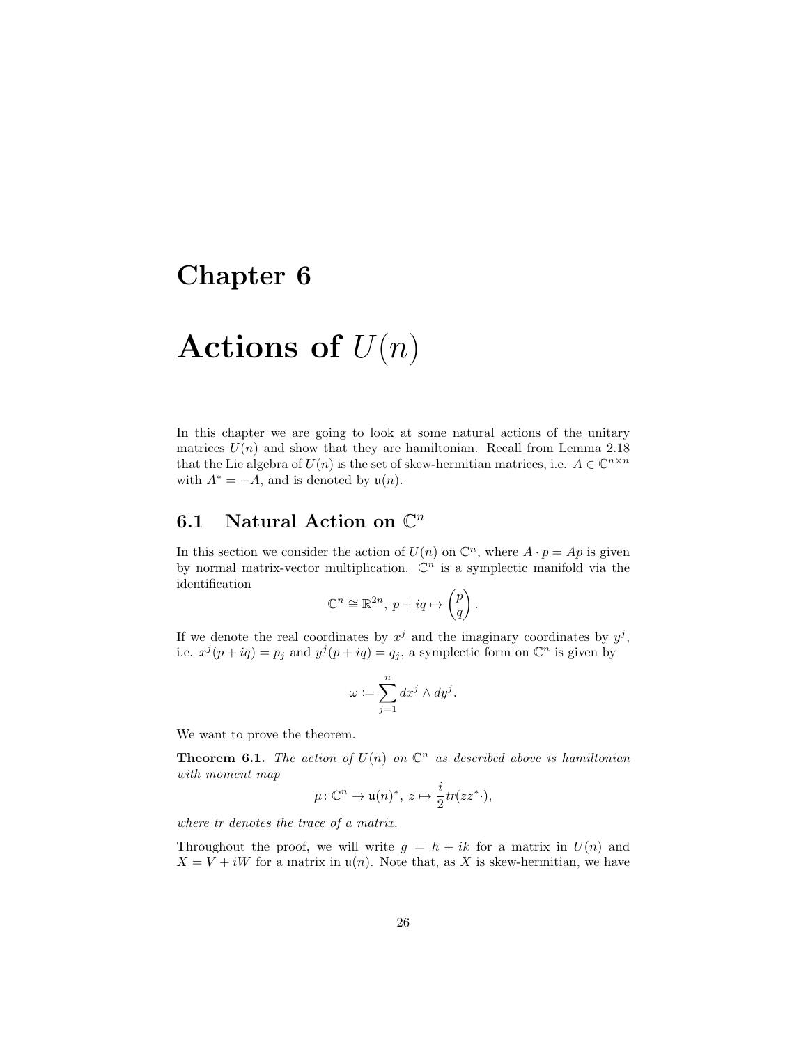# Chapter 6

# Actions of $U(n)$

In this chapter we are going to look at some natural actions of the unitary matrices $U(n)$ and show that they are hamiltonian. Recall from Lemma 2.18 that the Lie algebra of $U(n)$ is the set of skew-hermitian matrices, i.e. $A \in \mathbb{C}^{n\times n}$ with $A^* = -A$, and is denoted by $\mathfrak{u}(n)$.

## 6.1 Natural Action on $\mathbb{C}^n$

In this section we consider the action of $U(n)$ on $\mathbb{C}^n$, where $A \cdot p = Ap$ is given by normal matrix-vector multiplication. $\mathbb{C}^n$ is a symplectic manifold via the identification

$$\mathbb{C}^n \cong \mathbb{R}^{2n},\ p + iq \mapsto \begin{pmatrix} p \\ q \end{pmatrix}.$$

If we denote the real coordinates by $x^j$ and the imaginary coordinates by $y^j$, i.e. $x^j(p+iq) = p_j$ and $y^j(p+iq) = q_j$, a symplectic form on $\mathbb{C}^n$ is given by

$$\omega := \sum_{j=1}^{n} dx^j \wedge dy^j.$$

We want to prove the theorem.

**Theorem 6.1.** *The action of $U(n)$ on $\mathbb{C}^n$ as described above is hamiltonian with moment map*

$$\mu\colon \mathbb{C}^n \to \mathfrak{u}(n)^*,\ z \mapsto \frac{i}{2} tr(zz^* \cdot),$$

*where tr denotes the trace of a matrix.*

Throughout the proof, we will write $g = h + ik$ for a matrix in $U(n)$ and $X = V + iW$ for a matrix in $\mathfrak{u}(n)$. Note that, as $X$ is skew-hermitian, we have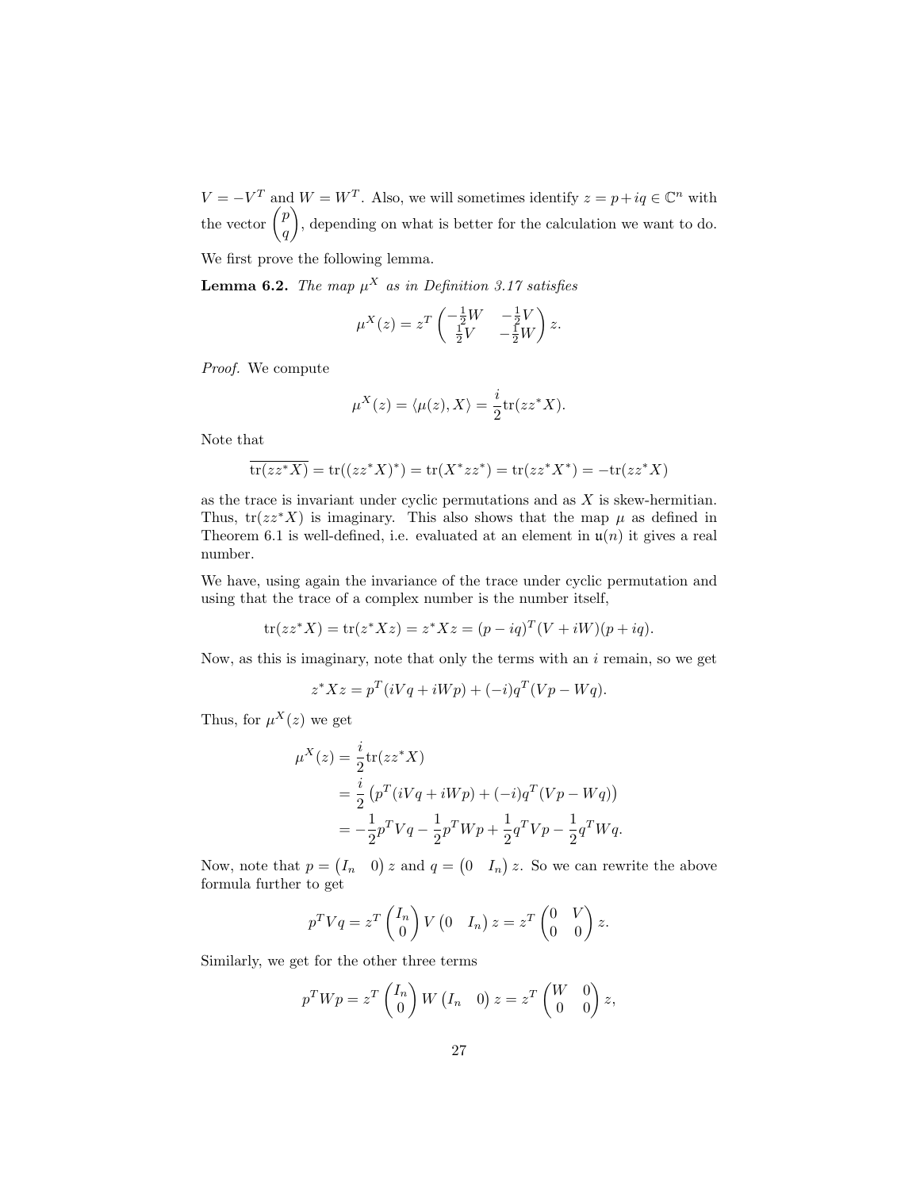$V = -V^T$ and $W = W^T$. Also, we will sometimes identify $z = p + iq \in \mathbb{C}^n$ with the vector $\begin{pmatrix} p \\ q \end{pmatrix}$, depending on what is better for the calculation we want to do.

We first prove the following lemma.

**Lemma 6.2.** *The map $\mu^X$ as in Definition 3.17 satisfies*

$$\mu^X(z) = z^T \begin{pmatrix} -\frac{1}{2}W & -\frac{1}{2}V \\ \frac{1}{2}V & -\frac{1}{2}W \end{pmatrix} z.$$

*Proof.* We compute

$$\mu^X(z) = \langle \mu(z), X \rangle = \frac{i}{2}\mathrm{tr}(zz^*X).$$

Note that

$$\overline{\mathrm{tr}(zz^*X)} = \mathrm{tr}((zz^*X)^*) = \mathrm{tr}(X^*zz^*) = \mathrm{tr}(zz^*X^*) = -\mathrm{tr}(zz^*X)$$

as the trace is invariant under cyclic permutations and as $X$ is skew-hermitian. Thus, $\mathrm{tr}(zz^*X)$ is imaginary. This also shows that the map $\mu$ as defined in Theorem 6.1 is well-defined, i.e. evaluated at an element in $\mathfrak{u}(n)$ it gives a real number.

We have, using again the invariance of the trace under cyclic permutation and using that the trace of a complex number is the number itself,

$$\mathrm{tr}(zz^*X) = \mathrm{tr}(z^*Xz) = z^*Xz = (p - iq)^T(V + iW)(p + iq).$$

Now, as this is imaginary, note that only the terms with an $i$ remain, so we get

$$z^*Xz = p^T(iVq + iWp) + (-i)q^T(Vp - Wq).$$

Thus, for $\mu^X(z)$ we get

$$\begin{aligned}
\mu^X(z) &= \frac{i}{2}\mathrm{tr}(zz^*X) \\
&= \frac{i}{2}\left(p^T(iVq + iWp) + (-i)q^T(Vp - Wq)\right) \\
&= -\frac{1}{2}p^TVq - \frac{1}{2}p^TWp + \frac{1}{2}q^TVp - \frac{1}{2}q^TWq.
\end{aligned}$$

Now, note that $p = \begin{pmatrix} I_n & 0 \end{pmatrix} z$ and $q = \begin{pmatrix} 0 & I_n \end{pmatrix} z$. So we can rewrite the above formula further to get

$$p^TVq = z^T \begin{pmatrix} I_n \\ 0 \end{pmatrix} V \begin{pmatrix} 0 & I_n \end{pmatrix} z = z^T \begin{pmatrix} 0 & V \\ 0 & 0 \end{pmatrix} z.$$

Similarly, we get for the other three terms

$$p^TWp = z^T \begin{pmatrix} I_n \\ 0 \end{pmatrix} W \begin{pmatrix} I_n & 0 \end{pmatrix} z = z^T \begin{pmatrix} W & 0 \\ 0 & 0 \end{pmatrix} z,$$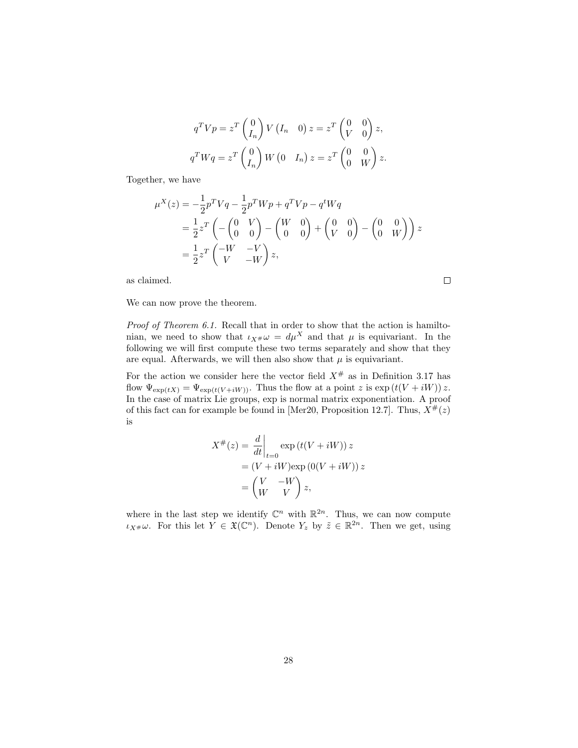$$q^T V p = z^T \begin{pmatrix} 0 \\ I_n \end{pmatrix} V \begin{pmatrix} I_n & 0 \end{pmatrix} z = z^T \begin{pmatrix} 0 & 0 \\ V & 0 \end{pmatrix} z,$$

$$q^T W q = z^T \begin{pmatrix} 0 \\ I_n \end{pmatrix} W \begin{pmatrix} 0 & I_n \end{pmatrix} z = z^T \begin{pmatrix} 0 & 0 \\ 0 & W \end{pmatrix} z.$$

Together, we have

$$\begin{aligned}
\mu^X(z) &= -\frac{1}{2} p^T V q - \frac{1}{2} p^T W p + q^T V p - q^t W q \\
&= \frac{1}{2} z^T \left( -\begin{pmatrix} 0 & V \\ 0 & 0 \end{pmatrix} - \begin{pmatrix} W & 0 \\ 0 & 0 \end{pmatrix} + \begin{pmatrix} 0 & 0 \\ V & 0 \end{pmatrix} - \begin{pmatrix} 0 & 0 \\ 0 & W \end{pmatrix} \right) z \\
&= \frac{1}{2} z^T \begin{pmatrix} -W & -V \\ V & -W \end{pmatrix} z,
\end{aligned}$$

as claimed. □

We can now prove the theorem.

*Proof of Theorem 6.1.* Recall that in order to show that the action is hamiltonian, we need to show that $\iota_{X^\#}\omega = d\mu^X$ and that $\mu$ is equivariant. In the following we will first compute these two terms separately and show that they are equal. Afterwards, we will then also show that $\mu$ is equivariant.

For the action we consider here the vector field $X^\#$ as in Definition 3.17 has flow $\Psi_{\exp(tX)} = \Psi_{\exp(t(V+iW))}$. Thus the flow at a point $z$ is $\exp(t(V+iW))\, z$. In the case of matrix Lie groups, exp is normal matrix exponentiation. A proof of this fact can for example be found in [Mer20, Proposition 12.7]. Thus, $X^\#(z)$ is

$$\begin{aligned}
X^\#(z) &= \left.\frac{d}{dt}\right|_{t=0} \exp(t(V+iW))\, z \\
&= (V+iW)\exp(0(V+iW))\, z \\
&= \begin{pmatrix} V & -W \\ W & V \end{pmatrix} z,
\end{aligned}$$

where in the last step we identify $\mathbb{C}^n$ with $\mathbb{R}^{2n}$. Thus, we can now compute $\iota_{X^\#}\omega$. For this let $Y \in \mathfrak{X}(\mathbb{C}^n)$. Denote $Y_z$ by $\tilde{z} \in \mathbb{R}^{2n}$. Then we get, using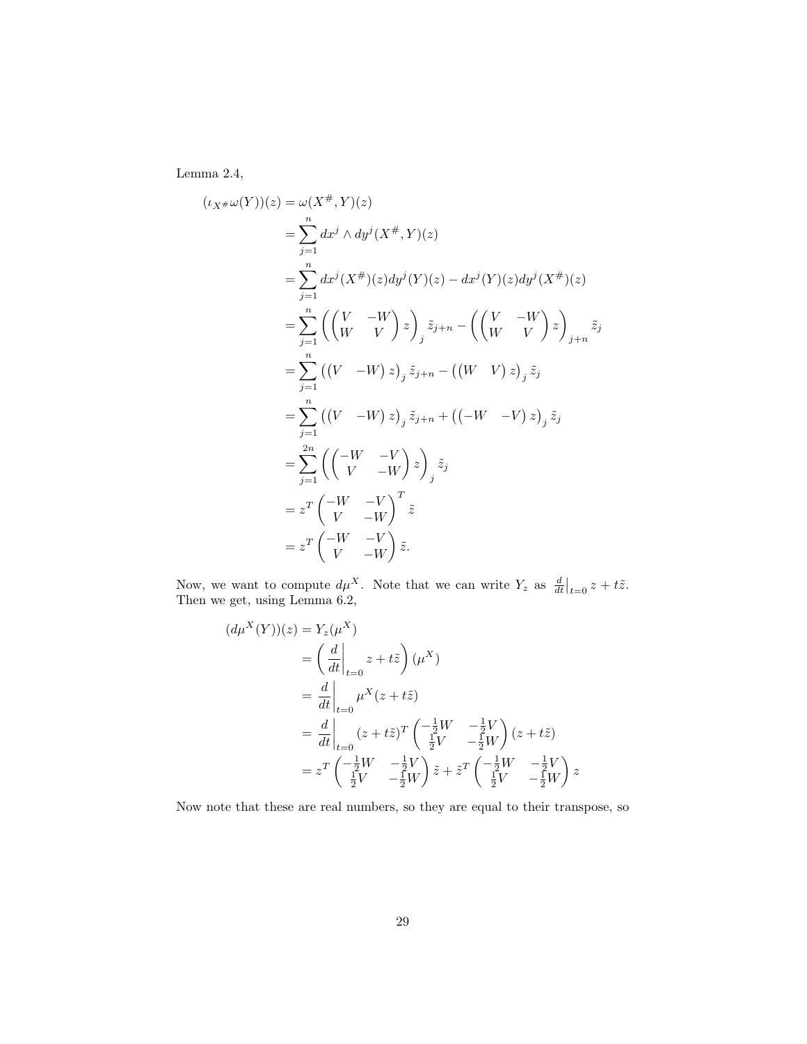Lemma 2.4,

$$
\begin{aligned}
(\iota_{X^\#}\omega(Y))(z) &= \omega(X^\#, Y)(z) \\
&= \sum_{j=1}^{n} dx^j \wedge dy^j(X^\#, Y)(z) \\
&= \sum_{j=1}^{n} dx^j(X^\#)(z) dy^j(Y)(z) - dx^j(Y)(z) dy^j(X^\#)(z) \\
&= \sum_{j=1}^{n} \left( \begin{pmatrix} V & -W \\ W & V \end{pmatrix} z \right)_j \tilde{z}_{j+n} - \left( \begin{pmatrix} V & -W \\ W & V \end{pmatrix} z \right)_{j+n} \tilde{z}_j \\
&= \sum_{j=1}^{n} \left( \begin{pmatrix} V & -W \end{pmatrix} z \right)_j \tilde{z}_{j+n} - \left( \begin{pmatrix} W & V \end{pmatrix} z \right)_j \tilde{z}_j \\
&= \sum_{j=1}^{n} \left( \begin{pmatrix} V & -W \end{pmatrix} z \right)_j \tilde{z}_{j+n} + \left( \begin{pmatrix} -W & -V \end{pmatrix} z \right)_j \tilde{z}_j \\
&= \sum_{j=1}^{2n} \left( \begin{pmatrix} -W & -V \\ V & -W \end{pmatrix} z \right)_j \tilde{z}_j \\
&= z^T \begin{pmatrix} -W & -V \\ V & -W \end{pmatrix}^T \tilde{z} \\
&= z^T \begin{pmatrix} -W & -V \\ V & -W \end{pmatrix} \tilde{z}.
\end{aligned}
$$

Now, we want to compute $d\mu^X$. Note that we can write $Y_z$ as $\frac{d}{dt}\big|_{t=0} z + t\tilde{z}$. Then we get, using Lemma 6.2,

$$
\begin{aligned}
(d\mu^X(Y))(z) &= Y_z(\mu^X) \\
&= \left( \frac{d}{dt}\bigg|_{t=0} z + t\tilde{z} \right)(\mu^X) \\
&= \frac{d}{dt}\bigg|_{t=0} \mu^X(z + t\tilde{z}) \\
&= \frac{d}{dt}\bigg|_{t=0} (z + t\tilde{z})^T \begin{pmatrix} -\frac{1}{2}W & -\frac{1}{2}V \\ \frac{1}{2}V & -\frac{1}{2}W \end{pmatrix} (z + t\tilde{z}) \\
&= z^T \begin{pmatrix} -\frac{1}{2}W & -\frac{1}{2}V \\ \frac{1}{2}V & -\frac{1}{2}W \end{pmatrix} \tilde{z} + \tilde{z}^T \begin{pmatrix} -\frac{1}{2}W & -\frac{1}{2}V \\ \frac{1}{2}V & -\frac{1}{2}W \end{pmatrix} z
\end{aligned}
$$

Now note that these are real numbers, so they are equal to their transpose, so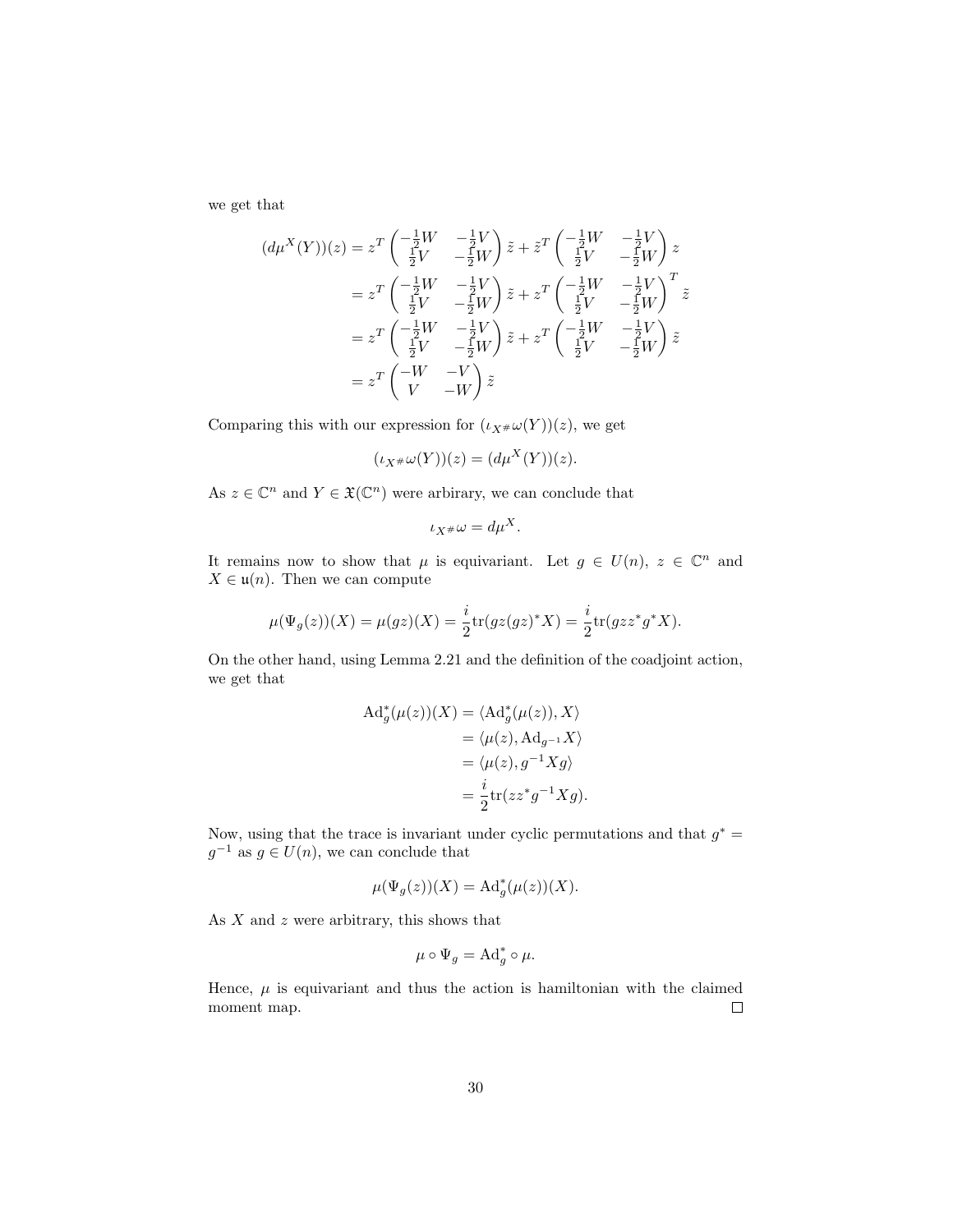we get that

$$
\begin{aligned}
(d\mu^X(Y))(z) &= z^T \begin{pmatrix} -\frac{1}{2}W & -\frac{1}{2}V \\ \frac{1}{2}V & -\frac{1}{2}W \end{pmatrix} \tilde{z} + \tilde{z}^T \begin{pmatrix} -\frac{1}{2}W & -\frac{1}{2}V \\ \frac{1}{2}V & -\frac{1}{2}W \end{pmatrix} z \\
&= z^T \begin{pmatrix} -\frac{1}{2}W & -\frac{1}{2}V \\ \frac{1}{2}V & -\frac{1}{2}W \end{pmatrix} \tilde{z} + z^T \begin{pmatrix} -\frac{1}{2}W & -\frac{1}{2}V \\ \frac{1}{2}V & -\frac{1}{2}W \end{pmatrix}^T \tilde{z} \\
&= z^T \begin{pmatrix} -\frac{1}{2}W & -\frac{1}{2}V \\ \frac{1}{2}V & -\frac{1}{2}W \end{pmatrix} \tilde{z} + z^T \begin{pmatrix} -\frac{1}{2}W & -\frac{1}{2}V \\ \frac{1}{2}V & -\frac{1}{2}W \end{pmatrix} \tilde{z} \\
&= z^T \begin{pmatrix} -W & -V \\ V & -W \end{pmatrix} \tilde{z}
\end{aligned}
$$

Comparing this with our expression for $(\iota_{X^\#}\omega(Y))(z)$, we get

$$
(\iota_{X^\#}\omega(Y))(z) = (d\mu^X(Y))(z).
$$

As $z \in \mathbb{C}^n$ and $Y \in \mathfrak{X}(\mathbb{C}^n)$ were arbirary, we can conclude that

$$
\iota_{X^\#}\omega = d\mu^X.
$$

It remains now to show that $\mu$ is equivariant. Let $g \in U(n)$, $z \in \mathbb{C}^n$ and $X \in \mathfrak{u}(n)$. Then we can compute

$$
\mu(\Psi_g(z))(X) = \mu(gz)(X) = \frac{i}{2}\mathrm{tr}(gz(gz)^*X) = \frac{i}{2}\mathrm{tr}(gzz^*g^*X).
$$

On the other hand, using Lemma 2.21 and the definition of the coadjoint action, we get that

$$
\begin{aligned}
\mathrm{Ad}_g^*(\mu(z))(X) &= \langle \mathrm{Ad}_g^*(\mu(z)), X \rangle \\
&= \langle \mu(z), \mathrm{Ad}_{g^{-1}}X \rangle \\
&= \langle \mu(z), g^{-1}Xg \rangle \\
&= \frac{i}{2}\mathrm{tr}(zz^*g^{-1}Xg).
\end{aligned}
$$

Now, using that the trace is invariant under cyclic permutations and that $g^* = g^{-1}$ as $g \in U(n)$, we can conclude that

$$
\mu(\Psi_g(z))(X) = \mathrm{Ad}_g^*(\mu(z))(X).
$$

As $X$ and $z$ were arbitrary, this shows that

$$
\mu \circ \Psi_g = \mathrm{Ad}_g^* \circ \mu.
$$

Hence, $\mu$ is equivariant and thus the action is hamiltonian with the claimed moment map. $\square$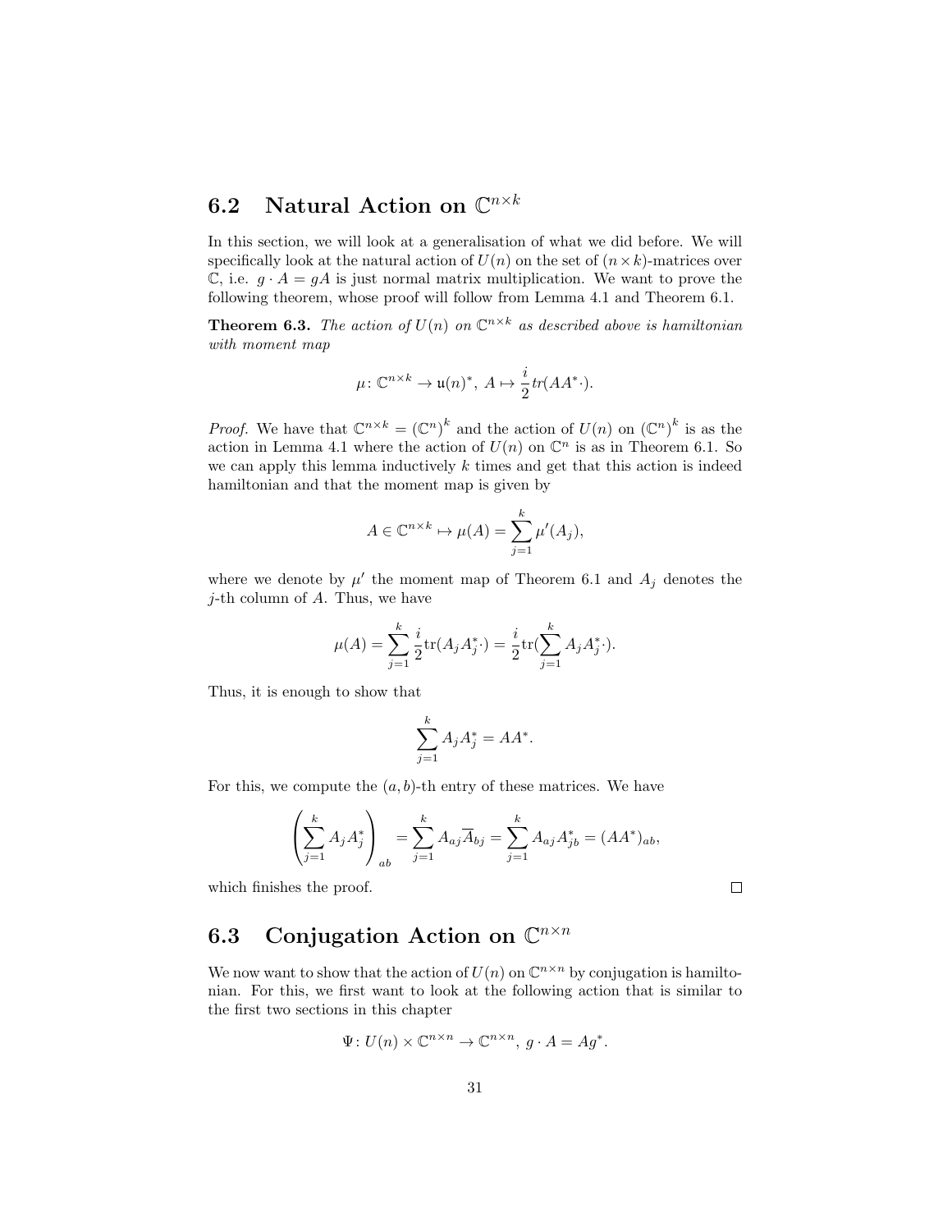## 6.2 Natural Action on $\mathbb{C}^{n\times k}$

In this section, we will look at a generalisation of what we did before. We will specifically look at the natural action of $U(n)$ on the set of $(n\times k)$-matrices over $\mathbb{C}$, i.e. $g\cdot A = gA$ is just normal matrix multiplication. We want to prove the following theorem, whose proof will follow from Lemma 4.1 and Theorem 6.1.

**Theorem 6.3.** *The action of $U(n)$ on $\mathbb{C}^{n\times k}$ as described above is hamiltonian with moment map*

$$\mu\colon \mathbb{C}^{n\times k} \to \mathfrak{u}(n)^*,\ A \mapsto \frac{i}{2}tr(AA^*\cdot).$$

*Proof.* We have that $\mathbb{C}^{n\times k} = (\mathbb{C}^n)^k$ and the action of $U(n)$ on $(\mathbb{C}^n)^k$ is as the action in Lemma 4.1 where the action of $U(n)$ on $\mathbb{C}^n$ is as in Theorem 6.1. So we can apply this lemma inductively $k$ times and get that this action is indeed hamiltonian and that the moment map is given by

$$A\in\mathbb{C}^{n\times k} \mapsto \mu(A) = \sum_{j=1}^{k}\mu'(A_j),$$

where we denote by $\mu'$ the moment map of Theorem 6.1 and $A_j$ denotes the $j$-th column of $A$. Thus, we have

$$\mu(A) = \sum_{j=1}^{k}\frac{i}{2}\mathrm{tr}(A_jA_j^*\cdot) = \frac{i}{2}\mathrm{tr}(\sum_{j=1}^{k}A_jA_j^*\cdot).$$

Thus, it is enough to show that

$$\sum_{j=1}^{k}A_jA_j^* = AA^*.$$

For this, we compute the $(a,b)$-th entry of these matrices. We have

$$\left(\sum_{j=1}^{k}A_jA_j^*\right)_{ab} = \sum_{j=1}^{k}A_{aj}\overline{A}_{bj} = \sum_{j=1}^{k}A_{aj}A^*_{jb} = (AA^*)_{ab},$$

which finishes the proof. $\square$

## 6.3 Conjugation Action on $\mathbb{C}^{n\times n}$

We now want to show that the action of $U(n)$ on $\mathbb{C}^{n\times n}$ by conjugation is hamiltonian. For this, we first want to look at the following action that is similar to the first two sections in this chapter

$$\Psi\colon U(n)\times\mathbb{C}^{n\times n}\to\mathbb{C}^{n\times n},\ g\cdot A = Ag^*.$$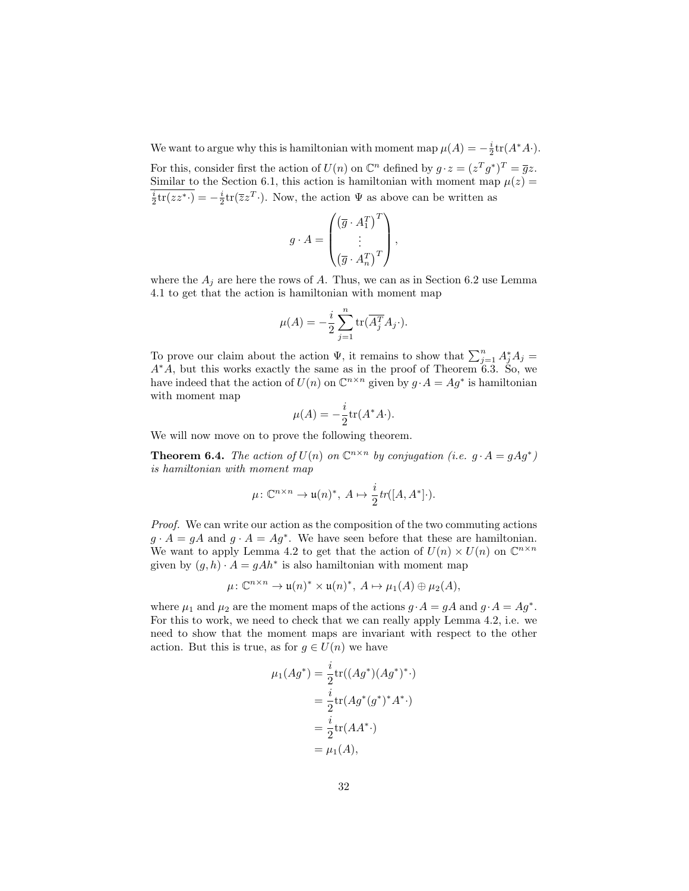We want to argue why this is hamiltonian with moment map $\mu(A) = -\frac{i}{2}\operatorname{tr}(A^*A\cdot)$.

For this, consider first the action of $U(n)$ on $\mathbb{C}^n$ defined by $g \cdot z = (z^T g^*)^T = \overline{g}z$. Similar to the Section 6.1, this action is hamiltonian with moment map $\mu(z) = \overline{\frac{i}{2}\operatorname{tr}(zz^*\cdot)} = -\frac{i}{2}\operatorname{tr}(\overline{z}z^T\cdot)$. Now, the action $\Psi$ as above can be written as

$$g \cdot A = \begin{pmatrix} \left(\overline{g} \cdot A_1^T\right)^T \\ \vdots \\ \left(\overline{g} \cdot A_n^T\right)^T \end{pmatrix},$$

where the $A_j$ are here the rows of $A$. Thus, we can as in Section 6.2 use Lemma 4.1 to get that the action is hamiltonian with moment map

$$\mu(A) = -\frac{i}{2}\sum_{j=1}^{n} \operatorname{tr}(\overline{A_j^T} A_j \cdot).$$

To prove our claim about the action $\Psi$, it remains to show that $\sum_{j=1}^n A_j^* A_j = A^*A$, but this works exactly the same as in the proof of Theorem 6.3. So, we have indeed that the action of $U(n)$ on $\mathbb{C}^{n\times n}$ given by $g \cdot A = Ag^*$ is hamiltonian with moment map

$$\mu(A) = -\frac{i}{2}\operatorname{tr}(A^*A\cdot).$$

We will now move on to prove the following theorem.

**Theorem 6.4.** *The action of $U(n)$ on $\mathbb{C}^{n\times n}$ by conjugation (i.e. $g \cdot A = gAg^*$) is hamiltonian with moment map*

$$\mu\colon \mathbb{C}^{n\times n} \to \mathfrak{u}(n)^*,\ A \mapsto \frac{i}{2}tr([A, A^*]\cdot).$$

*Proof.* We can write our action as the composition of the two commuting actions $g \cdot A = gA$ and $g \cdot A = Ag^*$. We have seen before that these are hamiltonian. We want to apply Lemma 4.2 to get that the action of $U(n) \times U(n)$ on $\mathbb{C}^{n\times n}$ given by $(g, h) \cdot A = gAh^*$ is also hamiltonian with moment map

$$\mu\colon \mathbb{C}^{n\times n} \to \mathfrak{u}(n)^* \times \mathfrak{u}(n)^*,\ A \mapsto \mu_1(A) \oplus \mu_2(A),$$

where $\mu_1$ and $\mu_2$ are the moment maps of the actions $g \cdot A = gA$ and $g \cdot A = Ag^*$. For this to work, we need to check that we can really apply Lemma 4.2, i.e. we need to show that the moment maps are invariant with respect to the other action. But this is true, as for $g \in U(n)$ we have

$$\begin{aligned}
\mu_1(Ag^*) &= \frac{i}{2}\operatorname{tr}((Ag^*)(Ag^*)^*\cdot) \\
&= \frac{i}{2}\operatorname{tr}(Ag^*(g^*)^*A^*\cdot) \\
&= \frac{i}{2}\operatorname{tr}(AA^*\cdot) \\
&= \mu_1(A),
\end{aligned}$$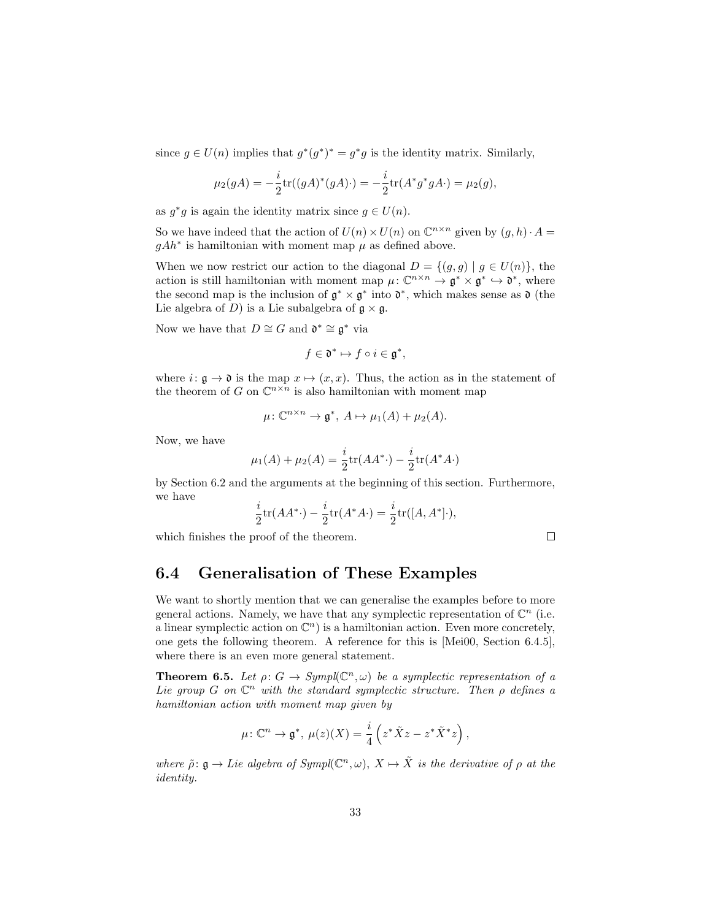since $g \in U(n)$ implies that $g^*(g^*)^* = g^*g$ is the identity matrix. Similarly,

$$\mu_2(gA) = -\frac{i}{2}\mathrm{tr}((gA)^*(gA)\cdot) = -\frac{i}{2}\mathrm{tr}(A^*g^*gA\cdot) = \mu_2(g),$$

as $g^*g$ is again the identity matrix since $g \in U(n)$.

So we have indeed that the action of $U(n) \times U(n)$ on $\mathbb{C}^{n\times n}$ given by $(g,h)\cdot A = gAh^*$ is hamiltonian with moment map $\mu$ as defined above.

When we now restrict our action to the diagonal $D = \{(g,g) \mid g \in U(n)\}$, the action is still hamiltonian with moment map $\mu\colon \mathbb{C}^{n\times n} \to \mathfrak{g}^* \times \mathfrak{g}^* \hookrightarrow \mathfrak{d}^*$, where the second map is the inclusion of $\mathfrak{g}^* \times \mathfrak{g}^*$ into $\mathfrak{d}^*$, which makes sense as $\mathfrak{d}$ (the Lie algebra of $D$) is a Lie subalgebra of $\mathfrak{g} \times \mathfrak{g}$.

Now we have that $D \cong G$ and $\mathfrak{d}^* \cong \mathfrak{g}^*$ via

$$f \in \mathfrak{d}^* \mapsto f \circ i \in \mathfrak{g}^*,$$

where $i\colon \mathfrak{g} \to \mathfrak{d}$ is the map $x \mapsto (x,x)$. Thus, the action as in the statement of the theorem of $G$ on $\mathbb{C}^{n\times n}$ is also hamiltonian with moment map

$$\mu\colon \mathbb{C}^{n\times n} \to \mathfrak{g}^*,\ A \mapsto \mu_1(A) + \mu_2(A).$$

Now, we have

$$\mu_1(A) + \mu_2(A) = \frac{i}{2}\mathrm{tr}(AA^*\cdot) - \frac{i}{2}\mathrm{tr}(A^*A\cdot)$$

by Section 6.2 and the arguments at the beginning of this section. Furthermore, we have

$$\frac{i}{2}\mathrm{tr}(AA^*\cdot) - \frac{i}{2}\mathrm{tr}(A^*A\cdot) = \frac{i}{2}\mathrm{tr}([A,A^*]\cdot),$$

which finishes the proof of the theorem. □

## 6.4 Generalisation of These Examples

We want to shortly mention that we can generalise the examples before to more general actions. Namely, we have that any symplectic representation of $\mathbb{C}^n$ (i.e. a linear symplectic action on $\mathbb{C}^n$) is a hamiltonian action. Even more concretely, one gets the following theorem. A reference for this is [Mei00, Section 6.4.5], where there is an even more general statement.

**Theorem 6.5.** *Let $\rho\colon G \to Sympl(\mathbb{C}^n, \omega)$ be a symplectic representation of a Lie group $G$ on $\mathbb{C}^n$ with the standard symplectic structure. Then $\rho$ defines a hamiltonian action with moment map given by*

$$\mu\colon \mathbb{C}^n \to \mathfrak{g}^*,\ \mu(z)(X) = \frac{i}{4}\left(z^*\tilde{X}z - z^*\tilde{X}^*z\right),$$

*where $\tilde{\rho}\colon \mathfrak{g} \to$ Lie algebra of $Sympl(\mathbb{C}^n,\omega)$, $X \mapsto \tilde{X}$ is the derivative of $\rho$ at the identity.*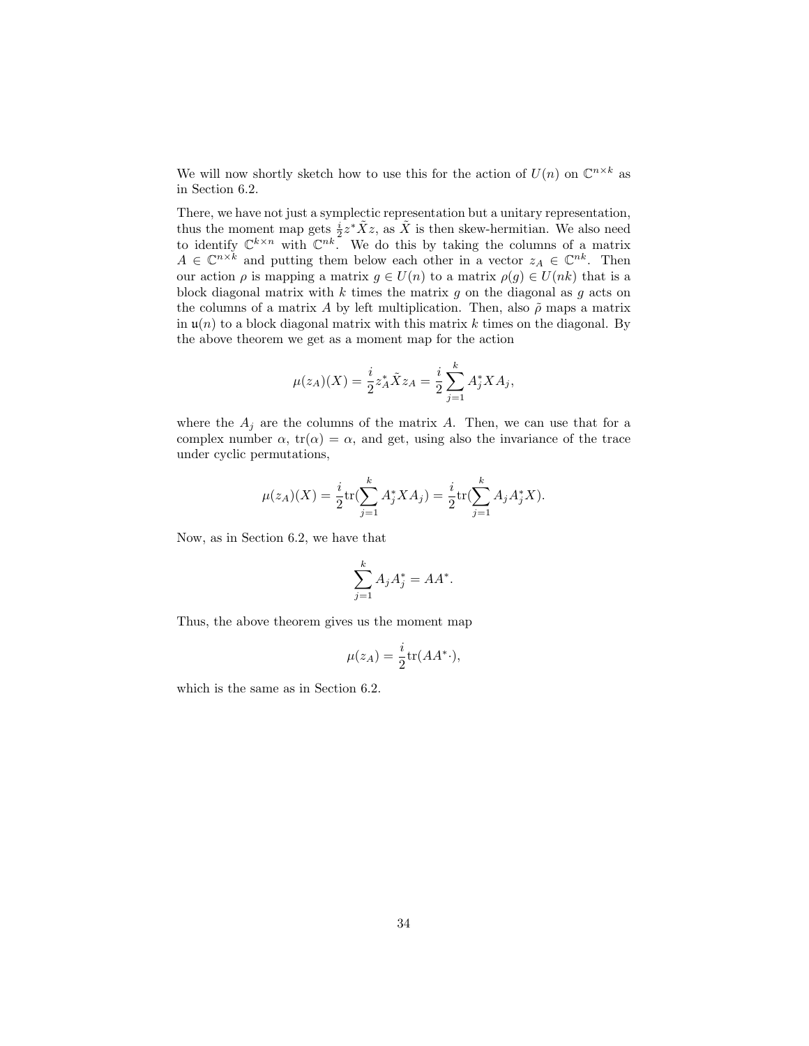We will now shortly sketch how to use this for the action of $U(n)$ on $\mathbb{C}^{n\times k}$ as in Section 6.2.

There, we have not just a symplectic representation but a unitary representation, thus the moment map gets $\frac{i}{2}z^*\tilde{X}z$, as $\tilde{X}$ is then skew-hermitian. We also need to identify $\mathbb{C}^{k\times n}$ with $\mathbb{C}^{nk}$. We do this by taking the columns of a matrix $A \in \mathbb{C}^{n\times k}$ and putting them below each other in a vector $z_A \in \mathbb{C}^{nk}$. Then our action $\rho$ is mapping a matrix $g \in U(n)$ to a matrix $\rho(g) \in U(nk)$ that is a block diagonal matrix with $k$ times the matrix $g$ on the diagonal as $g$ acts on the columns of a matrix $A$ by left multiplication. Then, also $\tilde{\rho}$ maps a matrix in $\mathfrak{u}(n)$ to a block diagonal matrix with this matrix $k$ times on the diagonal. By the above theorem we get as a moment map for the action

$$\mu(z_A)(X) = \frac{i}{2}z_A^*\tilde{X}z_A = \frac{i}{2}\sum_{j=1}^{k} A_j^* X A_j,$$

where the $A_j$ are the columns of the matrix $A$. Then, we can use that for a complex number $\alpha$, $\mathrm{tr}(\alpha) = \alpha$, and get, using also the invariance of the trace under cyclic permutations,

$$\mu(z_A)(X) = \frac{i}{2}\mathrm{tr}(\sum_{j=1}^{k} A_j^* X A_j) = \frac{i}{2}\mathrm{tr}(\sum_{j=1}^{k} A_j A_j^* X).$$

Now, as in Section 6.2, we have that

$$\sum_{j=1}^{k} A_j A_j^* = AA^*.$$

Thus, the above theorem gives us the moment map

$$\mu(z_A) = \frac{i}{2}\mathrm{tr}(AA^*\cdot),$$

which is the same as in Section 6.2.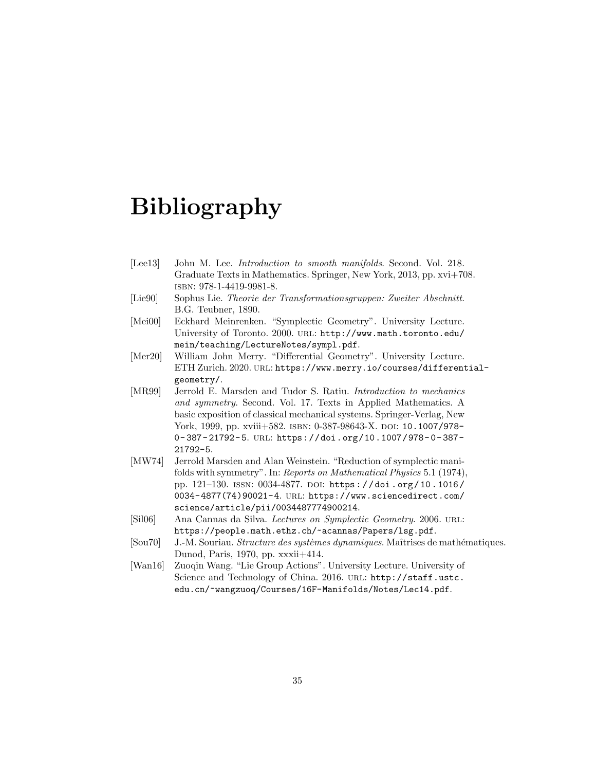# Bibliography

- [Lee13] John M. Lee. *Introduction to smooth manifolds*. Second. Vol. 218. Graduate Texts in Mathematics. Springer, New York, 2013, pp. xvi+708. ISBN: 978-1-4419-9981-8.
- [Lie90] Sophus Lie. *Theorie der Transformationsgruppen: Zweiter Abschnitt*. B.G. Teubner, 1890.
- [Mei00] Eckhard Meinrenken. "Symplectic Geometry". University Lecture. University of Toronto. 2000. URL: http://www.math.toronto.edu/mein/teaching/LectureNotes/sympl.pdf.
- [Mer20] William John Merry. "Differential Geometry". University Lecture. ETH Zurich. 2020. URL: https://www.merry.io/courses/differential-geometry/.
- [MR99] Jerrold E. Marsden and Tudor S. Ratiu. *Introduction to mechanics and symmetry*. Second. Vol. 17. Texts in Applied Mathematics. A basic exposition of classical mechanical systems. Springer-Verlag, New York, 1999, pp. xviii+582. ISBN: 0-387-98643-X. DOI: 10.1007/978-0-387-21792-5. URL: https://doi.org/10.1007/978-0-387-21792-5.
- [MW74] Jerrold Marsden and Alan Weinstein. "Reduction of symplectic manifolds with symmetry". In: *Reports on Mathematical Physics* 5.1 (1974), pp. 121–130. ISSN: 0034-4877. DOI: https://doi.org/10.1016/0034-4877(74)90021-4. URL: https://www.sciencedirect.com/science/article/pii/0034487774900214.
- [Sil06] Ana Cannas da Silva. *Lectures on Symplectic Geometry*. 2006. URL: https://people.math.ethz.ch/~acannas/Papers/lsg.pdf.
- [Sou70] J.-M. Souriau. *Structure des systèmes dynamiques*. Maîtrises de mathématiques. Dunod, Paris, 1970, pp. xxxii+414.
- [Wan16] Zuoqin Wang. "Lie Group Actions". University Lecture. University of Science and Technology of China. 2016. URL: http://staff.ustc.edu.cn/~wangzuoq/Courses/16F-Manifolds/Notes/Lec14.pdf.